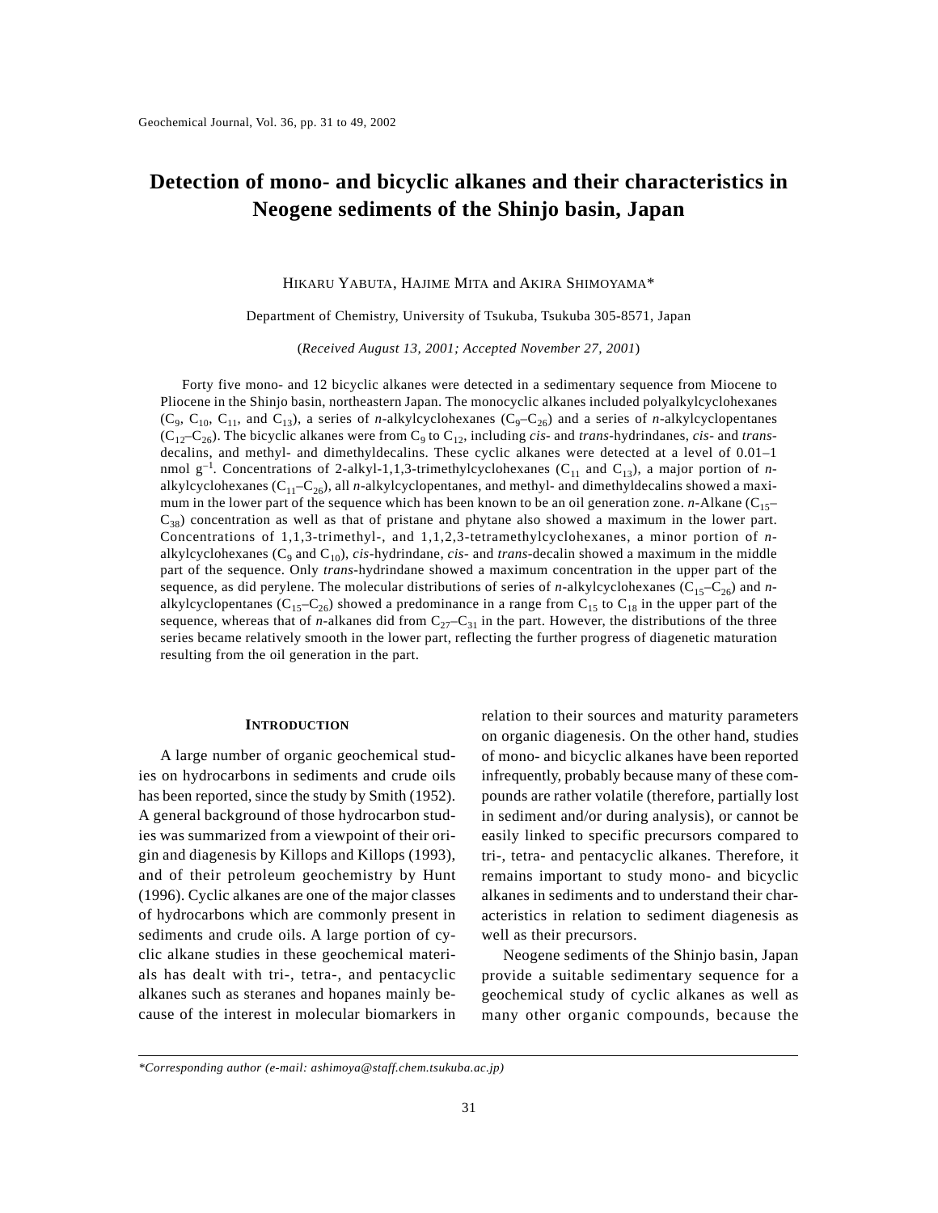# Detection of mono- and bicyclic alkanes and their characteristics in Neogene sediments of the Shinjo basin, Japan

HIKARU YABUTA, HAJIME MITA and AKIRA SHIMOYAMA*

Department of Chemistry, University of Tsukuba, Tsukuba 305-8571, Japan

(*Received August 13, 2001; Accepted November 27, 2001*)

Forty five mono- and 12 bicyclic alkanes were detected in a sedimentary sequence from Miocene to Pliocene in the Shinjo basin, northeastern Japan. The monocyclic alkanes included polyalkylcyclohexanes ($C_9$, $C_{10}$, $C_{11}$, and $C_{13}$), a series of *n*-alkylcyclohexanes ($C_9$–$C_{26}$) and a series of *n*-alkylcyclopentanes ($C_{12}$–$C_{26}$). The bicyclic alkanes were from $C_9$ to $C_{12}$, including *cis*- and *trans*-hydrindanes, *cis*- and *trans*-decalins, and methyl- and dimethyldecalins. These cyclic alkanes were detected at a level of 0.01–1 nmol $g^{-1}$. Concentrations of 2-alkyl-1,1,3-trimethylcyclohexanes ($C_{11}$ and $C_{13}$), a major portion of *n*-alkylcyclohexanes ($C_{11}$–$C_{26}$), all *n*-alkylcyclopentanes, and methyl- and dimethyldecalins showed a maximum in the lower part of the sequence which has been known to be an oil generation zone. *n*-Alkane ($C_{15}$–$C_{38}$) concentration as well as that of pristane and phytane also showed a maximum in the lower part. Concentrations of 1,1,3-trimethyl-, and 1,1,2,3-tetramethylcyclohexanes, a minor portion of *n*-alkylcyclohexanes ($C_9$ and $C_{10}$), *cis*-hydrindane, *cis*- and *trans*-decalin showed a maximum in the middle part of the sequence. Only *trans*-hydrindane showed a maximum concentration in the upper part of the sequence, as did perylene. The molecular distributions of series of *n*-alkylcyclohexanes ($C_{15}$–$C_{26}$) and *n*-alkylcyclopentanes ($C_{15}$–$C_{26}$) showed a predominance in a range from $C_{15}$ to $C_{18}$ in the upper part of the sequence, whereas that of *n*-alkanes did from $C_{27}$–$C_{31}$ in the part. However, the distributions of the three series became relatively smooth in the lower part, reflecting the further progress of diagenetic maturation resulting from the oil generation in the part.

## INTRODUCTION

A large number of organic geochemical studies on hydrocarbons in sediments and crude oils has been reported, since the study by Smith (1952). A general background of those hydrocarbon studies was summarized from a viewpoint of their origin and diagenesis by Killops and Killops (1993), and of their petroleum geochemistry by Hunt (1996). Cyclic alkanes are one of the major classes of hydrocarbons which are commonly present in sediments and crude oils. A large portion of cyclic alkane studies in these geochemical materials has dealt with tri-, tetra-, and pentacyclic alkanes such as steranes and hopanes mainly because of the interest in molecular biomarkers in relation to their sources and maturity parameters on organic diagenesis. On the other hand, studies of mono- and bicyclic alkanes have been reported infrequently, probably because many of these compounds are rather volatile (therefore, partially lost in sediment and/or during analysis), or cannot be easily linked to specific precursors compared to tri-, tetra- and pentacyclic alkanes. Therefore, it remains important to study mono- and bicyclic alkanes in sediments and to understand their characteristics in relation to sediment diagenesis as well as their precursors.

Neogene sediments of the Shinjo basin, Japan provide a suitable sedimentary sequence for a geochemical study of cyclic alkanes as well as many other organic compounds, because the

*Corresponding author (e-mail: ashimoya@staff.chem.tsukuba.ac.jp)*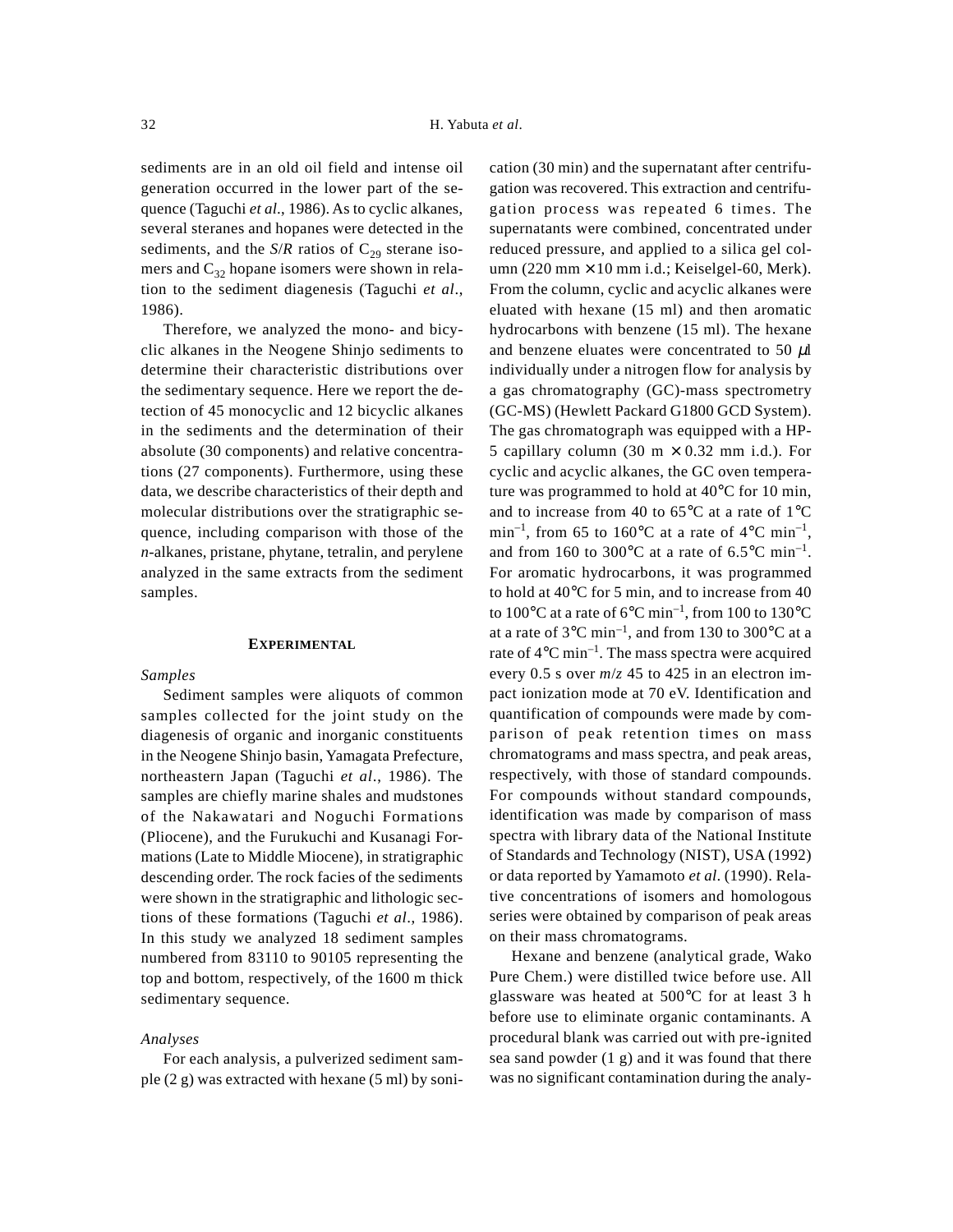sediments are in an old oil field and intense oil generation occurred in the lower part of the sequence (Taguchi *et al*., 1986). As to cyclic alkanes, several steranes and hopanes were detected in the sediments, and the *S*/*R* ratios of $C_{29}$ sterane isomers and $C_{32}$ hopane isomers were shown in relation to the sediment diagenesis (Taguchi *et al*., 1986).

Therefore, we analyzed the mono- and bicyclic alkanes in the Neogene Shinjo sediments to determine their characteristic distributions over the sedimentary sequence. Here we report the detection of 45 monocyclic and 12 bicyclic alkanes in the sediments and the determination of their absolute (30 components) and relative concentrations (27 components). Furthermore, using these data, we describe characteristics of their depth and molecular distributions over the stratigraphic sequence, including comparison with those of the *n*-alkanes, pristane, phytane, tetralin, and perylene analyzed in the same extracts from the sediment samples.

## EXPERIMENTAL

### *Samples*

Sediment samples were aliquots of common samples collected for the joint study on the diagenesis of organic and inorganic constituents in the Neogene Shinjo basin, Yamagata Prefecture, northeastern Japan (Taguchi *et al*., 1986). The samples are chiefly marine shales and mudstones of the Nakawatari and Noguchi Formations (Pliocene), and the Furukuchi and Kusanagi Formations (Late to Middle Miocene), in stratigraphic descending order. The rock facies of the sediments were shown in the stratigraphic and lithologic sections of these formations (Taguchi *et al*., 1986). In this study we analyzed 18 sediment samples numbered from 83110 to 90105 representing the top and bottom, respectively, of the 1600 m thick sedimentary sequence.

### *Analyses*

For each analysis, a pulverized sediment sample (2 g) was extracted with hexane (5 ml) by sonication (30 min) and the supernatant after centrifugation was recovered. This extraction and centrifugation process was repeated 6 times. The supernatants were combined, concentrated under reduced pressure, and applied to a silica gel column (220 mm × 10 mm i.d.; Keiselgel-60, Merk). From the column, cyclic and acyclic alkanes were eluated with hexane (15 ml) and then aromatic hydrocarbons with benzene (15 ml). The hexane and benzene eluates were concentrated to 50 μl individually under a nitrogen flow for analysis by a gas chromatography (GC)-mass spectrometry (GC-MS) (Hewlett Packard G1800 GCD System). The gas chromatograph was equipped with a HP-5 capillary column (30 m × 0.32 mm i.d.). For cyclic and acyclic alkanes, the GC oven temperature was programmed to hold at 40°C for 10 min, and to increase from 40 to 65°C at a rate of 1°C $\text{min}^{-1}$, from 65 to 160°C at a rate of 4°C $\text{min}^{-1}$, and from 160 to 300°C at a rate of 6.5°C $\text{min}^{-1}$. For aromatic hydrocarbons, it was programmed to hold at 40°C for 5 min, and to increase from 40 to 100°C at a rate of 6°C $\text{min}^{-1}$, from 100 to 130°C at a rate of 3°C $\text{min}^{-1}$, and from 130 to 300°C at a rate of 4°C $\text{min}^{-1}$. The mass spectra were acquired every 0.5 s over *m*/*z* 45 to 425 in an electron impact ionization mode at 70 eV. Identification and quantification of compounds were made by comparison of peak retention times on mass chromatograms and mass spectra, and peak areas, respectively, with those of standard compounds. For compounds without standard compounds, identification was made by comparison of mass spectra with library data of the National Institute of Standards and Technology (NIST), USA (1992) or data reported by Yamamoto *et al*. (1990). Relative concentrations of isomers and homologous series were obtained by comparison of peak areas on their mass chromatograms.

Hexane and benzene (analytical grade, Wako Pure Chem.) were distilled twice before use. All glassware was heated at 500°C for at least 3 h before use to eliminate organic contaminants. A procedural blank was carried out with pre-ignited sea sand powder (1 g) and it was found that there was no significant contamination during the analy-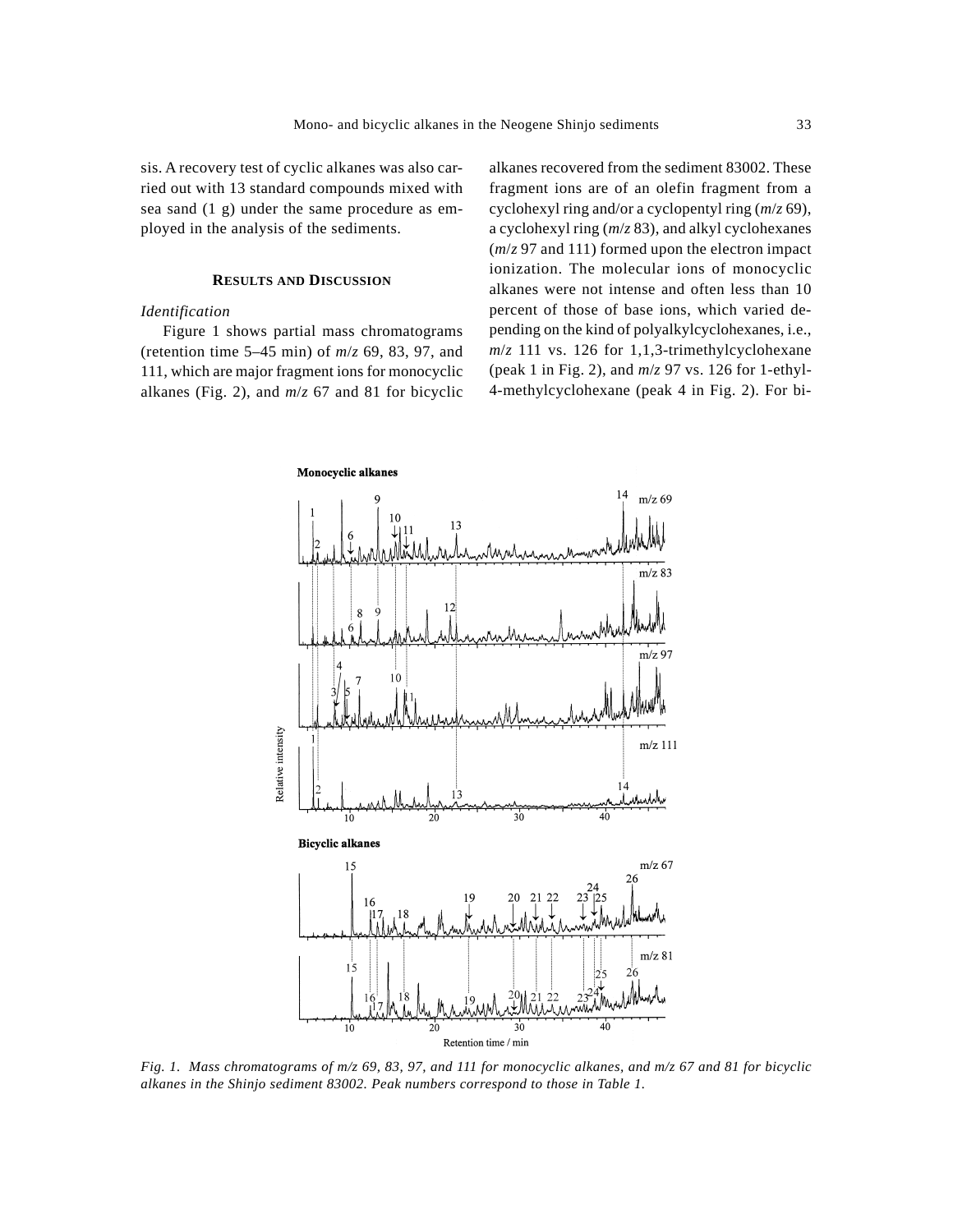sis. A recovery test of cyclic alkanes was also carried out with 13 standard compounds mixed with sea sand (1 g) under the same procedure as employed in the analysis of the sediments.

## RESULTS AND DISCUSSION

### *Identification*

Figure 1 shows partial mass chromatograms (retention time 5–45 min) of *m*/*z* 69, 83, 97, and 111, which are major fragment ions for monocyclic alkanes (Fig. 2), and *m*/*z* 67 and 81 for bicyclic alkanes recovered from the sediment 83002. These fragment ions are of an olefin fragment from a cyclohexyl ring and/or a cyclopentyl ring (*m*/*z* 69), a cyclohexyl ring (*m*/*z* 83), and alkyl cyclohexanes (*m*/*z* 97 and 111) formed upon the electron impact ionization. The molecular ions of monocyclic alkanes were not intense and often less than 10 percent of those of base ions, which varied depending on the kind of polyalkylcyclohexanes, i.e., *m*/*z* 111 vs. 126 for 1,1,3-trimethylcyclohexane (peak 1 in Fig. 2), and *m*/*z* 97 vs. 126 for 1-ethyl-4-methylcyclohexane (peak 4 in Fig. 2). For bi-

*Fig. 1. Mass chromatograms of m/z 69, 83, 97, and 111 for monocyclic alkanes, and m/z 67 and 81 for bicyclic alkanes in the Shinjo sediment 83002. Peak numbers correspond to those in Table 1.*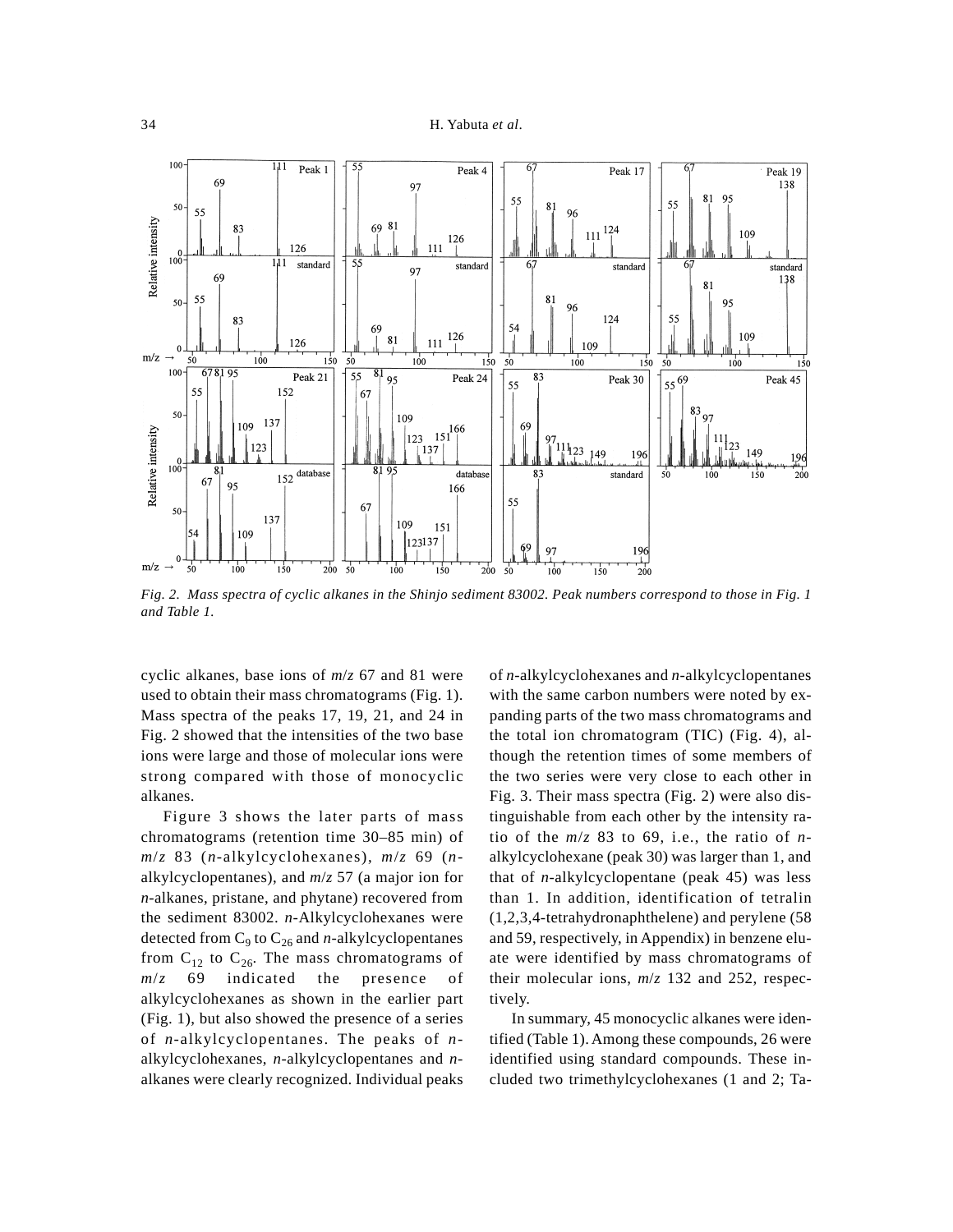*Fig. 2. Mass spectra of cyclic alkanes in the Shinjo sediment 83002. Peak numbers correspond to those in Fig. 1 and Table 1.*

cyclic alkanes, base ions of *m*/*z* 67 and 81 were used to obtain their mass chromatograms (Fig. 1). Mass spectra of the peaks 17, 19, 21, and 24 in Fig. 2 showed that the intensities of the two base ions were large and those of molecular ions were strong compared with those of monocyclic alkanes.

Figure 3 shows the later parts of mass chromatograms (retention time 30–85 min) of *m*/*z* 83 (*n*-alkylcyclohexanes), *m*/*z* 69 (*n*-alkylcyclopentanes), and *m*/*z* 57 (a major ion for *n*-alkanes, pristane, and phytane) recovered from the sediment 83002. *n*-Alkylcyclohexanes were detected from $C_9$ to $C_{26}$ and *n*-alkylcyclopentanes from $C_{12}$ to $C_{26}$. The mass chromatograms of *m*/*z* 69 indicated the presence of alkylcyclohexanes as shown in the earlier part (Fig. 1), but also showed the presence of a series of *n*-alkylcyclopentanes. The peaks of *n*-alkylcyclohexanes, *n*-alkylcyclopentanes and *n*-alkanes were clearly recognized. Individual peaks of *n*-alkylcyclohexanes and *n*-alkylcyclopentanes with the same carbon numbers were noted by expanding parts of the two mass chromatograms and the total ion chromatogram (TIC) (Fig. 4), although the retention times of some members of the two series were very close to each other in Fig. 3. Their mass spectra (Fig. 2) were also distinguishable from each other by the intensity ratio of the *m*/*z* 83 to 69, i.e., the ratio of *n*-alkylcyclohexane (peak 30) was larger than 1, and that of *n*-alkylcyclopentane (peak 45) was less than 1. In addition, identification of tetralin (1,2,3,4-tetrahydronaphthelene) and perylene (58 and 59, respectively, in Appendix) in benzene eluate were identified by mass chromatograms of their molecular ions, *m*/*z* 132 and 252, respectively.

In summary, 45 monocyclic alkanes were identified (Table 1). Among these compounds, 26 were identified using standard compounds. These included two trimethylcyclohexanes (1 and 2; Ta-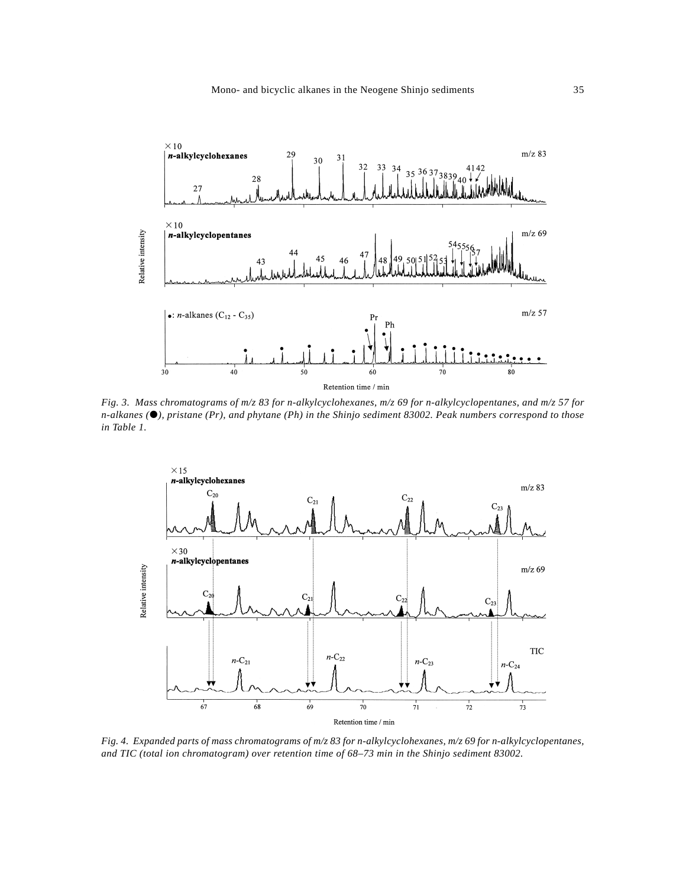*Fig. 3. Mass chromatograms of m/z 83 for n-alkylcyclohexanes, m/z 69 for n-alkylcyclopentanes, and m/z 57 for n-alkanes (●), pristane (Pr), and phytane (Ph) in the Shinjo sediment 83002. Peak numbers correspond to those in Table 1.*

*Fig. 4. Expanded parts of mass chromatograms of m/z 83 for n-alkylcyclohexanes, m/z 69 for n-alkylcyclopentanes, and TIC (total ion chromatogram) over retention time of 68–73 min in the Shinjo sediment 83002.*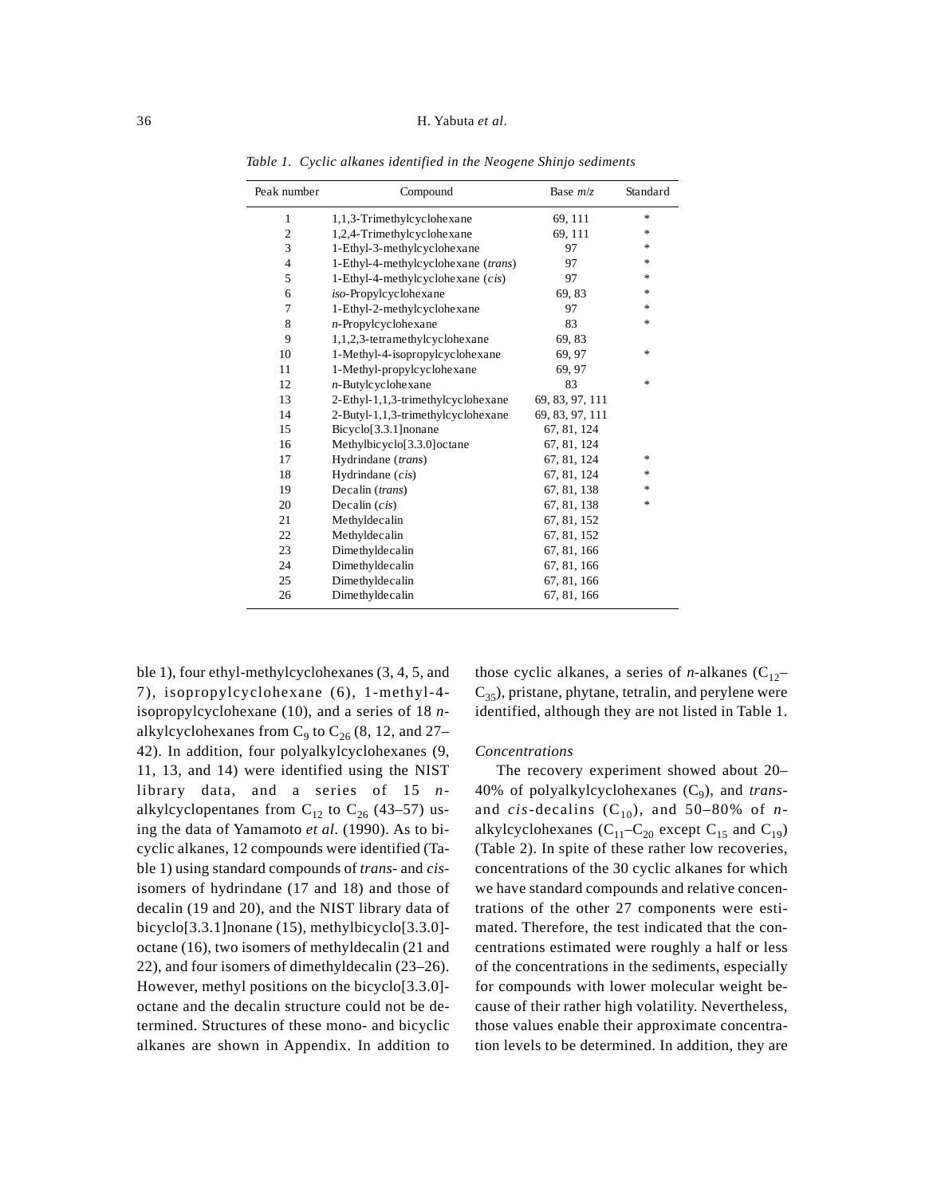*Table 1. Cyclic alkanes identified in the Neogene Shinjo sediments*

| Peak number | Compound | Base *m/z* | Standard |
|---|---|---|---|
| 1 | 1,1,3-Trimethylcyclohexane | 69, 111 | * |
| 2 | 1,2,4-Trimethylcyclohexane | 69, 111 | * |
| 3 | 1-Ethyl-3-methylcyclohexane | 97 | * |
| 4 | 1-Ethyl-4-methylcyclohexane (*trans*) | 97 | * |
| 5 | 1-Ethyl-4-methylcyclohexane (*cis*) | 97 | * |
| 6 | *iso*-Propylcyclohexane | 69, 83 | * |
| 7 | 1-Ethyl-2-methylcyclohexane | 97 | * |
| 8 | *n*-Propylcyclohexane | 83 | * |
| 9 | 1,1,2,3-tetramethylcyclohexane | 69, 83 | |
| 10 | 1-Methyl-4-isopropylcyclohexane | 69, 97 | * |
| 11 | 1-Methyl-propylcyclohexane | 69, 97 | |
| 12 | *n*-Butylcyclohexane | 83 | * |
| 13 | 2-Ethyl-1,1,3-trimethylcyclohexane | 69, 83, 97, 111 | |
| 14 | 2-Butyl-1,1,3-trimethylcyclohexane | 69, 83, 97, 111 | |
| 15 | Bicyclo[3.3.1]nonane | 67, 81, 124 | |
| 16 | Methylbicyclo[3.3.0]octane | 67, 81, 124 | |
| 17 | Hydrindane (*trans*) | 67, 81, 124 | * |
| 18 | Hydrindane (*cis*) | 67, 81, 124 | * |
| 19 | Decalin (*trans*) | 67, 81, 138 | * |
| 20 | Decalin (*cis*) | 67, 81, 138 | * |
| 21 | Methyldecalin | 67, 81, 152 | |
| 22 | Methyldecalin | 67, 81, 152 | |
| 23 | Dimethyldecalin | 67, 81, 166 | |
| 24 | Dimethyldecalin | 67, 81, 166 | |
| 25 | Dimethyldecalin | 67, 81, 166 | |
| 26 | Dimethyldecalin | 67, 81, 166 | |

ble 1), four ethyl-methylcyclohexanes (3, 4, 5, and 7), isopropylcyclohexane (6), 1-methyl-4-isopropylcyclohexane (10), and a series of 18 *n*-alkylcyclohexanes from $C_9$ to $C_{26}$ (8, 12, and 27–42). In addition, four polyalkylcyclohexanes (9, 11, 13, and 14) were identified using the NIST library data, and a series of 15 *n*-alkylcyclopentanes from $C_{12}$ to $C_{26}$ (43–57) using the data of Yamamoto *et al.* (1990). As to bicyclic alkanes, 12 compounds were identified (Table 1) using standard compounds of *trans*- and *cis*-isomers of hydrindane (17 and 18) and those of decalin (19 and 20), and the NIST library data of bicyclo[3.3.1]nonane (15), methylbicyclo[3.3.0]-octane (16), two isomers of methyldecalin (21 and 22), and four isomers of dimethyldecalin (23–26). However, methyl positions on the bicyclo[3.3.0]-octane and the decalin structure could not be determined. Structures of these mono- and bicyclic alkanes are shown in Appendix. In addition to those cyclic alkanes, a series of *n*-alkanes ($C_{12}$–$C_{35}$), pristane, phytane, tetralin, and perylene were identified, although they are not listed in Table 1.

### *Concentrations*

The recovery experiment showed about 20–40% of polyalkylcyclohexanes ($C_9$), and *trans*- and *cis*-decalins ($C_{10}$), and 50–80% of *n*-alkylcyclohexanes ($C_{11}$–$C_{20}$ except $C_{15}$ and $C_{19}$) (Table 2). In spite of these rather low recoveries, concentrations of the 30 cyclic alkanes for which we have standard compounds and relative concentrations of the other 27 components were estimated. Therefore, the test indicated that the concentrations estimated were roughly a half or less of the concentrations in the sediments, especially for compounds with lower molecular weight because of their rather high volatility. Nevertheless, those values enable their approximate concentration levels to be determined. In addition, they are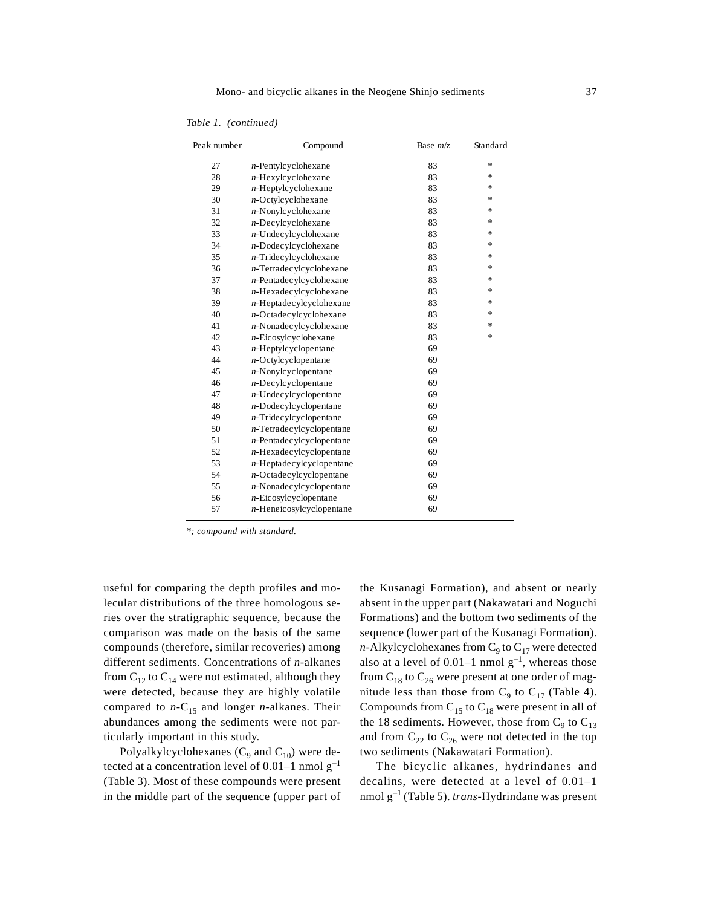*Table 1. (continued)*

| Peak number | Compound | Base *m/z* | Standard |
|---|---|---|---|
| 27 | *n*-Pentylcyclohexane | 83 | * |
| 28 | *n*-Hexylcyclohexane | 83 | * |
| 29 | *n*-Heptylcyclohexane | 83 | * |
| 30 | *n*-Octylcyclohexane | 83 | * |
| 31 | *n*-Nonylcyclohexane | 83 | * |
| 32 | *n*-Decylcyclohexane | 83 | * |
| 33 | *n*-Undecylcyclohexane | 83 | * |
| 34 | *n*-Dodecylcyclohexane | 83 | * |
| 35 | *n*-Tridecylcyclohexane | 83 | * |
| 36 | *n*-Tetradecylcyclohexane | 83 | * |
| 37 | *n*-Pentadecylcyclohexane | 83 | * |
| 38 | *n*-Hexadecylcyclohexane | 83 | * |
| 39 | *n*-Heptadecylcyclohexane | 83 | * |
| 40 | *n*-Octadecylcyclohexane | 83 | * |
| 41 | *n*-Nonadecylcyclohexane | 83 | * |
| 42 | *n*-Eicosylcyclohexane | 83 | * |
| 43 | *n*-Heptylcyclopentane | 69 | |
| 44 | *n*-Octylcyclopentane | 69 | |
| 45 | *n*-Nonylcyclopentane | 69 | |
| 46 | *n*-Decylcyclopentane | 69 | |
| 47 | *n*-Undecylcyclopentane | 69 | |
| 48 | *n*-Dodecylcyclopentane | 69 | |
| 49 | *n*-Tridecylcyclopentane | 69 | |
| 50 | *n*-Tetradecylcyclopentane | 69 | |
| 51 | *n*-Pentadecylcyclopentane | 69 | |
| 52 | *n*-Hexadecylcyclopentane | 69 | |
| 53 | *n*-Heptadecylcyclopentane | 69 | |
| 54 | *n*-Octadecylcyclopentane | 69 | |
| 55 | *n*-Nonadecylcyclopentane | 69 | |
| 56 | *n*-Eicosylcyclopentane | 69 | |
| 57 | *n*-Heneicosylcyclopentane | 69 | |

*\*; compound with standard.*

useful for comparing the depth profiles and molecular distributions of the three homologous series over the stratigraphic sequence, because the comparison was made on the basis of the same compounds (therefore, similar recoveries) among different sediments. Concentrations of *n*-alkanes from $C_{12}$ to $C_{14}$ were not estimated, although they were detected, because they are highly volatile compared to *n*-$C_{15}$ and longer *n*-alkanes. Their abundances among the sediments were not particularly important in this study.

Polyalkylcyclohexanes ($C_9$ and $C_{10}$) were detected at a concentration level of 0.01–1 nmol $g^{-1}$ (Table 3). Most of these compounds were present in the middle part of the sequence (upper part of the Kusanagi Formation), and absent or nearly absent in the upper part (Nakawatari and Noguchi Formations) and the bottom two sediments of the sequence (lower part of the Kusanagi Formation). *n*-Alkylcyclohexanes from $C_9$ to $C_{17}$ were detected also at a level of 0.01–1 nmol $g^{-1}$, whereas those from $C_{18}$ to $C_{26}$ were present at one order of magnitude less than those from $C_9$ to $C_{17}$ (Table 4). Compounds from $C_{15}$ to $C_{18}$ were present in all of the 18 sediments. However, those from $C_9$ to $C_{13}$ and from $C_{22}$ to $C_{26}$ were not detected in the top two sediments (Nakawatari Formation).

The bicyclic alkanes, hydrindanes and decalins, were detected at a level of 0.01–1 nmol $g^{-1}$ (Table 5). *trans*-Hydrindane was present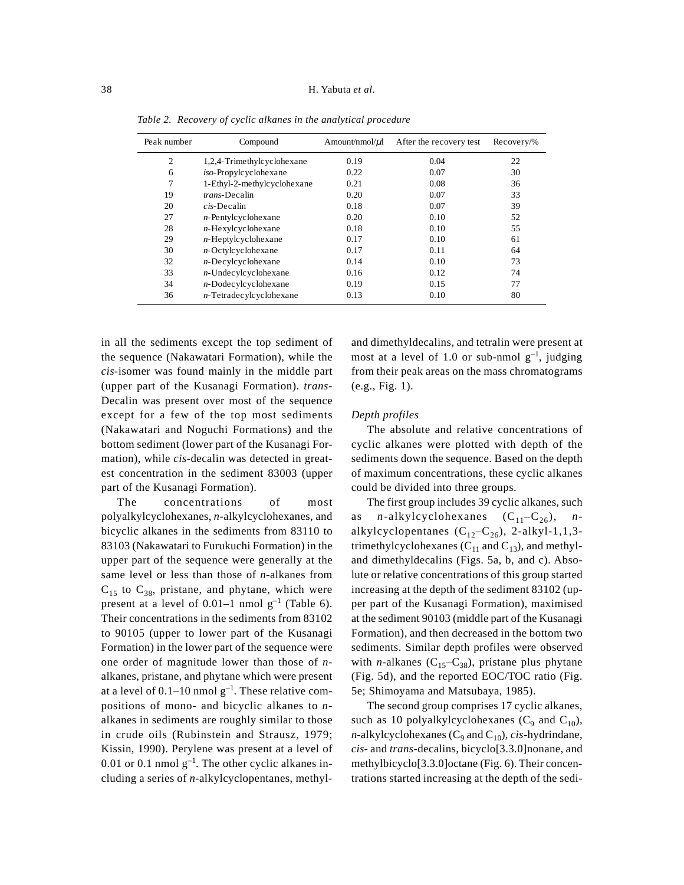*Table 2. Recovery of cyclic alkanes in the analytical procedure*

| Peak number | Compound | Amount/nmol/μl | After the recovery test | Recovery/% |
|---|---|---|---|---|
| 2 | 1,2,4-Trimethylcyclohexane | 0.19 | 0.04 | 22 |
| 6 | *iso*-Propylcyclohexane | 0.22 | 0.07 | 30 |
| 7 | 1-Ethyl-2-methylcyclohexane | 0.21 | 0.08 | 36 |
| 19 | *trans*-Decalin | 0.20 | 0.07 | 33 |
| 20 | *cis*-Decalin | 0.18 | 0.07 | 39 |
| 27 | *n*-Pentylcyclohexane | 0.20 | 0.10 | 52 |
| 28 | *n*-Hexylcyclohexane | 0.18 | 0.10 | 55 |
| 29 | *n*-Heptylcyclohexane | 0.17 | 0.10 | 61 |
| 30 | *n*-Octylcyclohexane | 0.17 | 0.11 | 64 |
| 32 | *n*-Decylcyclohexane | 0.14 | 0.10 | 73 |
| 33 | *n*-Undecylcyclohexane | 0.16 | 0.12 | 74 |
| 34 | *n*-Dodecylcyclohexane | 0.19 | 0.15 | 77 |
| 36 | *n*-Tetradecylcyclohexane | 0.13 | 0.10 | 80 |

in all the sediments except the top sediment of the sequence (Nakawatari Formation), while the *cis*-isomer was found mainly in the middle part (upper part of the Kusanagi Formation). *trans*-Decalin was present over most of the sequence except for a few of the top most sediments (Nakawatari and Noguchi Formations) and the bottom sediment (lower part of the Kusanagi Formation), while *cis*-decalin was detected in greatest concentration in the sediment 83003 (upper part of the Kusanagi Formation).

The concentrations of most polyalkylcyclohexanes, *n*-alkylcyclohexanes, and bicyclic alkanes in the sediments from 83110 to 83103 (Nakawatari to Furukuchi Formation) in the upper part of the sequence were generally at the same level or less than those of *n*-alkanes from $C_{15}$ to $C_{38}$, pristane, and phytane, which were present at a level of 0.01–1 nmol $g^{-1}$ (Table 6). Their concentrations in the sediments from 83102 to 90105 (upper to lower part of the Kusanagi Formation) in the lower part of the sequence were one order of magnitude lower than those of *n*-alkanes, pristane, and phytane which were present at a level of 0.1–10 nmol $g^{-1}$. These relative compositions of mono- and bicyclic alkanes to *n*-alkanes in sediments are roughly similar to those in crude oils (Rubinstein and Strausz, 1979; Kissin, 1990). Perylene was present at a level of 0.01 or 0.1 nmol $g^{-1}$. The other cyclic alkanes including a series of *n*-alkylcyclopentanes, methyl- and dimethyldecalins, and tetralin were present at most at a level of 1.0 or sub-nmol $g^{-1}$, judging from their peak areas on the mass chromatograms (e.g., Fig. 1).

### *Depth profiles*

The absolute and relative concentrations of cyclic alkanes were plotted with depth of the sediments down the sequence. Based on the depth of maximum concentrations, these cyclic alkanes could be divided into three groups.

The first group includes 39 cyclic alkanes, such as *n*-alkylcyclohexanes ($C_{11}$–$C_{26}$), *n*-alkylcyclopentanes ($C_{12}$–$C_{26}$), 2-alkyl-1,1,3-trimethylcyclohexanes ($C_{11}$ and $C_{13}$), and methyl- and dimethyldecalins (Figs. 5a, b, and c). Absolute or relative concentrations of this group started increasing at the depth of the sediment 83102 (upper part of the Kusanagi Formation), maximised at the sediment 90103 (middle part of the Kusanagi Formation), and then decreased in the bottom two sediments. Similar depth profiles were observed with *n*-alkanes ($C_{15}$–$C_{38}$), pristane plus phytane (Fig. 5d), and the reported EOC/TOC ratio (Fig. 5e; Shimoyama and Matsubaya, 1985).

The second group comprises 17 cyclic alkanes, such as 10 polyalkylcyclohexanes ($C_9$ and $C_{10}$), *n*-alkylcyclohexanes ($C_9$ and $C_{10}$), *cis*-hydrindane, *cis*- and *trans*-decalins, bicyclo[3.3.0]nonane, and methylbicyclo[3.3.0]octane (Fig. 6). Their concentrations started increasing at the depth of the sedi-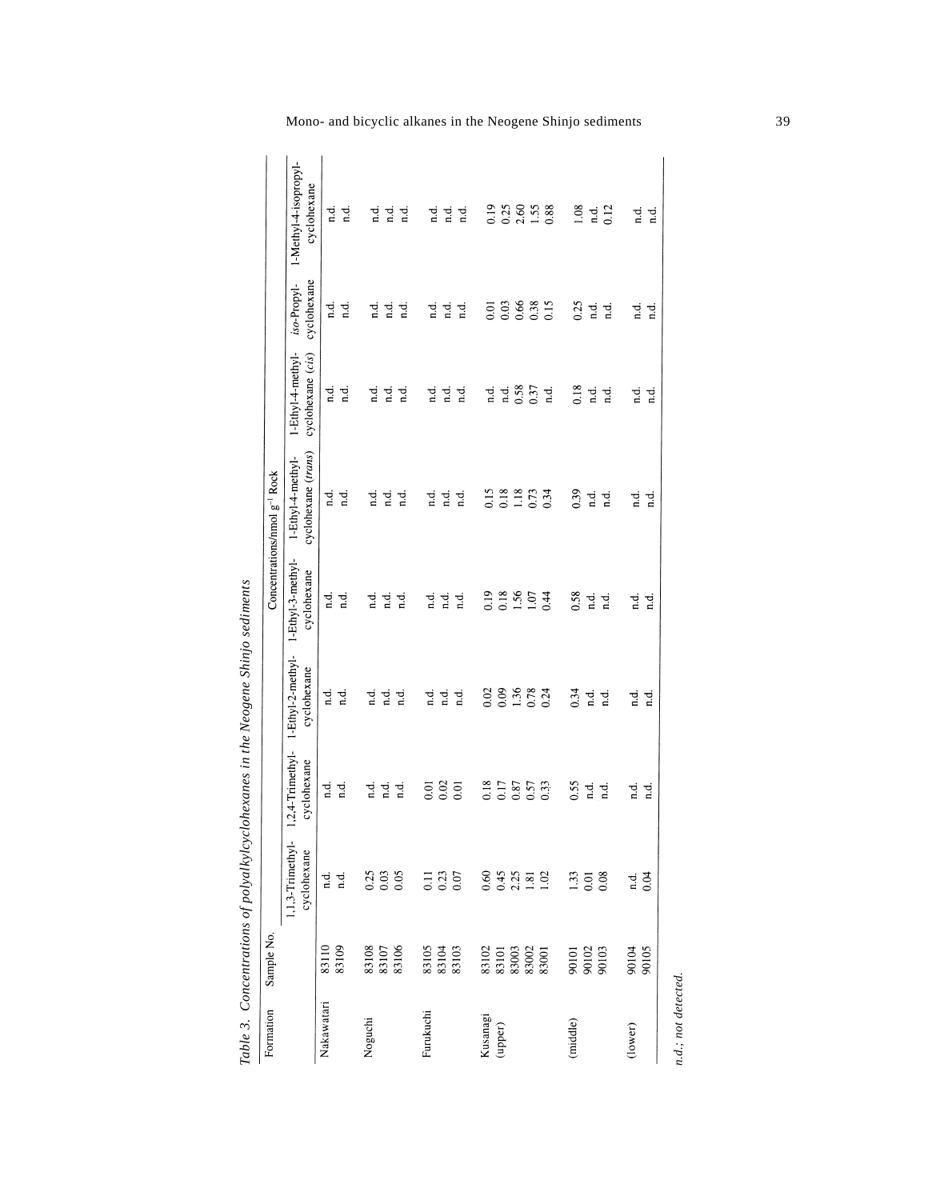Table 3. *Concentrations of polyalkylcyclohexanes in the Neogene Shinjo sediments*

| Formation | Sample No. | Concentrations/nmol $g^{-1}$ Rock | | | | | | | |
|---|---|---|---|---|---|---|---|---|---|
| | | 1,1,3-Trimethyl-cyclohexane | 1,2,4-Trimethyl-cyclohexane | 1-Ethyl-2-methyl-cyclohexane | 1-Ethyl-3-methyl-cyclohexane | 1-Ethyl-4-methyl-cyclohexane (*trans*) | 1-Ethyl-4-methyl-cyclohexane (*cis*) | *iso*-Propyl-cyclohexane | 1-Methyl-4-isopropyl-cyclohexane |
| Nakawatari | 83110 | n.d. | n.d. | n.d. | n.d. | n.d. | n.d. | n.d. | n.d. |
| | 83109 | n.d. | n.d. | n.d. | n.d. | n.d. | n.d. | n.d. | n.d. |
| Noguchi | 83108 | 0.25 | n.d. | n.d. | n.d. | n.d. | n.d. | n.d. | n.d. |
| | 83107 | 0.03 | n.d. | n.d. | n.d. | n.d. | n.d. | n.d. | n.d. |
| | 83106 | 0.05 | n.d. | n.d. | n.d. | n.d. | n.d. | n.d. | n.d. |
| Furukuchi | 83105 | 0.11 | 0.01 | n.d. | n.d. | n.d. | n.d. | n.d. | n.d. |
| | 83104 | 0.23 | 0.02 | n.d. | n.d. | n.d. | n.d. | n.d. | n.d. |
| | 83103 | 0.07 | 0.01 | n.d. | n.d. | n.d. | n.d. | n.d. | n.d. |
| Kusanagi (upper) | 83102 | 0.60 | 0.18 | 0.02 | 0.19 | 0.15 | n.d. | 0.01 | 0.19 |
| | 83101 | 0.45 | 0.17 | 0.09 | 0.18 | 0.18 | n.d. | 0.03 | 0.25 |
| | 83003 | 2.25 | 0.87 | 1.36 | 1.56 | 1.18 | 0.58 | 0.66 | 2.60 |
| | 83002 | 1.81 | 0.57 | 0.78 | 1.07 | 0.73 | 0.37 | 0.38 | 1.55 |
| | 83001 | 1.02 | 0.33 | 0.24 | 0.44 | 0.34 | n.d. | 0.15 | 0.88 |
| (middle) | 90101 | 1.33 | 0.55 | 0.34 | 0.58 | 0.39 | 0.18 | 0.25 | 1.08 |
| | 90102 | 0.01 | n.d. | n.d. | n.d. | n.d. | n.d. | n.d. | n.d. |
| | 90103 | 0.08 | n.d. | n.d. | n.d. | n.d. | n.d. | n.d. | 0.12 |
| (lower) | 90104 | n.d. | n.d. | n.d. | n.d. | n.d. | n.d. | n.d. | n.d. |
| | 90105 | 0.04 | n.d. | n.d. | n.d. | n.d. | n.d. | n.d. | n.d. |

*n.d.; not detected.*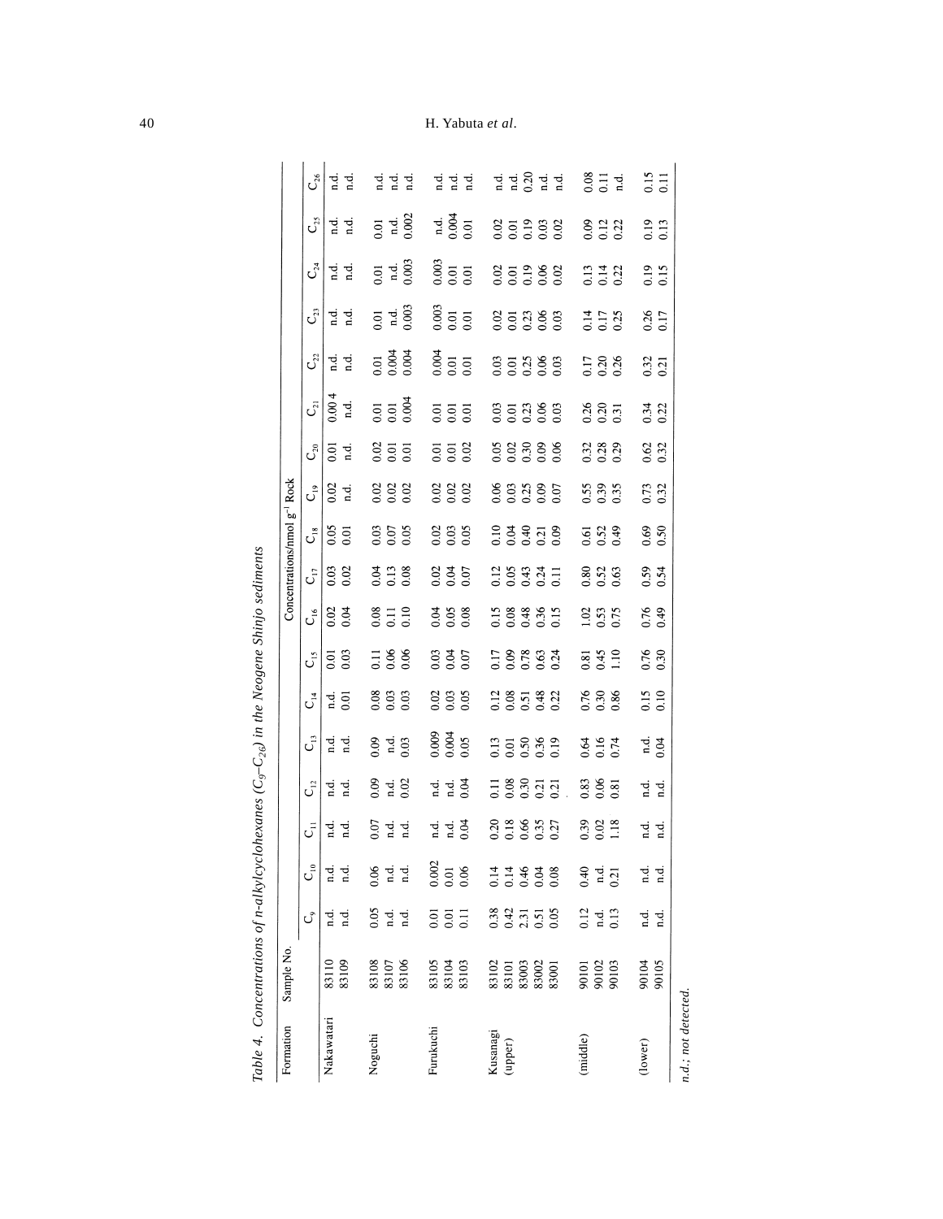Table 4. Concentrations of n-alkylcyclohexanes ($C_9$–$C_{26}$) in the Neogene Shinjo sediments

| Formation | Sample No. | Concentrations/nmol $g^{-1}$ Rock | | | | | | | | | | | | | | | | | |
|---|---|---|---|---|---|---|---|---|---|---|---|---|---|---|---|---|---|---|---|
| | | $C_9$ | $C_{10}$ | $C_{11}$ | $C_{12}$ | $C_{13}$ | $C_{14}$ | $C_{15}$ | $C_{16}$ | $C_{17}$ | $C_{18}$ | $C_{19}$ | $C_{20}$ | $C_{21}$ | $C_{22}$ | $C_{23}$ | $C_{24}$ | $C_{25}$ | $C_{26}$ |
| Nakawatari | 83110 | n.d. | n.d. | n.d. | n.d. | n.d. | n.d. | 0.01 | 0.02 | 0.03 | 0.05 | 0.02 | 0.01 | 0.004 | n.d. | n.d. | n.d. | n.d. | n.d. |
| | 83109 | n.d. | n.d. | n.d. | n.d. | n.d. | 0.01 | 0.03 | 0.04 | 0.02 | 0.01 | n.d. | n.d. | n.d. | n.d. | n.d. | n.d. | n.d. | n.d. |
| Noguchi | 83108 | 0.05 | 0.06 | 0.07 | 0.09 | 0.09 | 0.08 | 0.11 | 0.08 | 0.04 | 0.03 | 0.02 | 0.02 | 0.01 | 0.01 | 0.01 | 0.01 | 0.01 | n.d. |
| | 83107 | n.d. | n.d. | n.d. | n.d. | n.d. | 0.03 | 0.06 | 0.11 | 0.13 | 0.07 | 0.02 | 0.01 | 0.01 | 0.004 | n.d. | n.d. | n.d. | n.d. |
| | 83106 | n.d. | n.d. | n.d. | 0.02 | 0.03 | 0.03 | 0.06 | 0.10 | 0.08 | 0.05 | 0.02 | 0.01 | 0.004 | 0.004 | 0.003 | 0.003 | 0.002 | n.d. |
| Furukuchi | 83105 | 0.01 | 0.002 | n.d. | n.d. | 0.009 | 0.02 | 0.03 | 0.04 | 0.02 | 0.02 | 0.02 | 0.01 | 0.01 | 0.004 | 0.003 | 0.003 | n.d. | n.d. |
| | 83104 | 0.01 | 0.01 | n.d. | n.d. | 0.004 | 0.03 | 0.04 | 0.05 | 0.04 | 0.03 | 0.02 | 0.01 | 0.01 | 0.01 | 0.01 | 0.01 | 0.004 | n.d. |
| | 83103 | 0.11 | 0.06 | 0.04 | 0.04 | 0.05 | 0.05 | 0.07 | 0.08 | 0.07 | 0.05 | 0.02 | 0.02 | 0.01 | 0.01 | 0.01 | 0.01 | 0.01 | n.d. |
| Kusanagi (upper) | 83102 | 0.38 | 0.14 | 0.20 | 0.11 | 0.13 | 0.12 | 0.17 | 0.15 | 0.12 | 0.10 | 0.06 | 0.05 | 0.03 | 0.03 | 0.02 | 0.02 | 0.02 | n.d. |
| | 83101 | 0.42 | 0.14 | 0.18 | 0.08 | 0.01 | 0.08 | 0.09 | 0.08 | 0.05 | 0.04 | 0.03 | 0.02 | 0.01 | 0.01 | 0.01 | 0.01 | 0.01 | n.d. |
| | 83003 | 2.31 | 0.46 | 0.66 | 0.30 | 0.50 | 0.51 | 0.78 | 0.48 | 0.43 | 0.40 | 0.25 | 0.30 | 0.23 | 0.25 | 0.23 | 0.19 | 0.19 | 0.20 |
| | 83002 | 0.51 | 0.04 | 0.35 | 0.21 | 0.36 | 0.48 | 0.63 | 0.36 | 0.24 | 0.21 | 0.09 | 0.09 | 0.06 | 0.06 | 0.06 | 0.06 | 0.03 | n.d. |
| | 83001 | 0.05 | 0.08 | 0.27 | 0.21 | 0.19 | 0.22 | 0.24 | 0.15 | 0.11 | 0.09 | 0.07 | 0.06 | 0.03 | 0.03 | 0.03 | 0.02 | 0.02 | n.d. |
| (middle) | 90101 | 0.12 | 0.40 | 0.39 | 0.83 | 0.64 | 0.76 | 0.81 | 1.02 | 0.80 | 0.61 | 0.55 | 0.32 | 0.26 | 0.17 | 0.14 | 0.13 | 0.09 | 0.08 |
| | 90102 | n.d. | n.d. | 0.02 | 0.06 | 0.16 | 0.30 | 0.45 | 0.53 | 0.52 | 0.52 | 0.39 | 0.28 | 0.20 | 0.20 | 0.17 | 0.14 | 0.12 | 0.11 |
| | 90103 | 0.13 | 0.21 | 1.18 | 0.81 | 0.74 | 0.86 | 1.10 | 0.75 | 0.63 | 0.49 | 0.35 | 0.29 | 0.31 | 0.26 | 0.25 | 0.22 | 0.22 | n.d. |
| (lower) | 90104 | n.d. | n.d. | n.d. | n.d. | n.d. | 0.15 | 0.76 | 0.76 | 0.59 | 0.69 | 0.73 | 0.62 | 0.34 | 0.32 | 0.26 | 0.19 | 0.19 | 0.15 |
| | 90105 | n.d. | n.d. | n.d. | n.d. | 0.04 | 0.10 | 0.30 | 0.49 | 0.54 | 0.50 | 0.32 | 0.32 | 0.22 | 0.21 | 0.17 | 0.15 | 0.13 | 0.11 |

n.d.; not detected.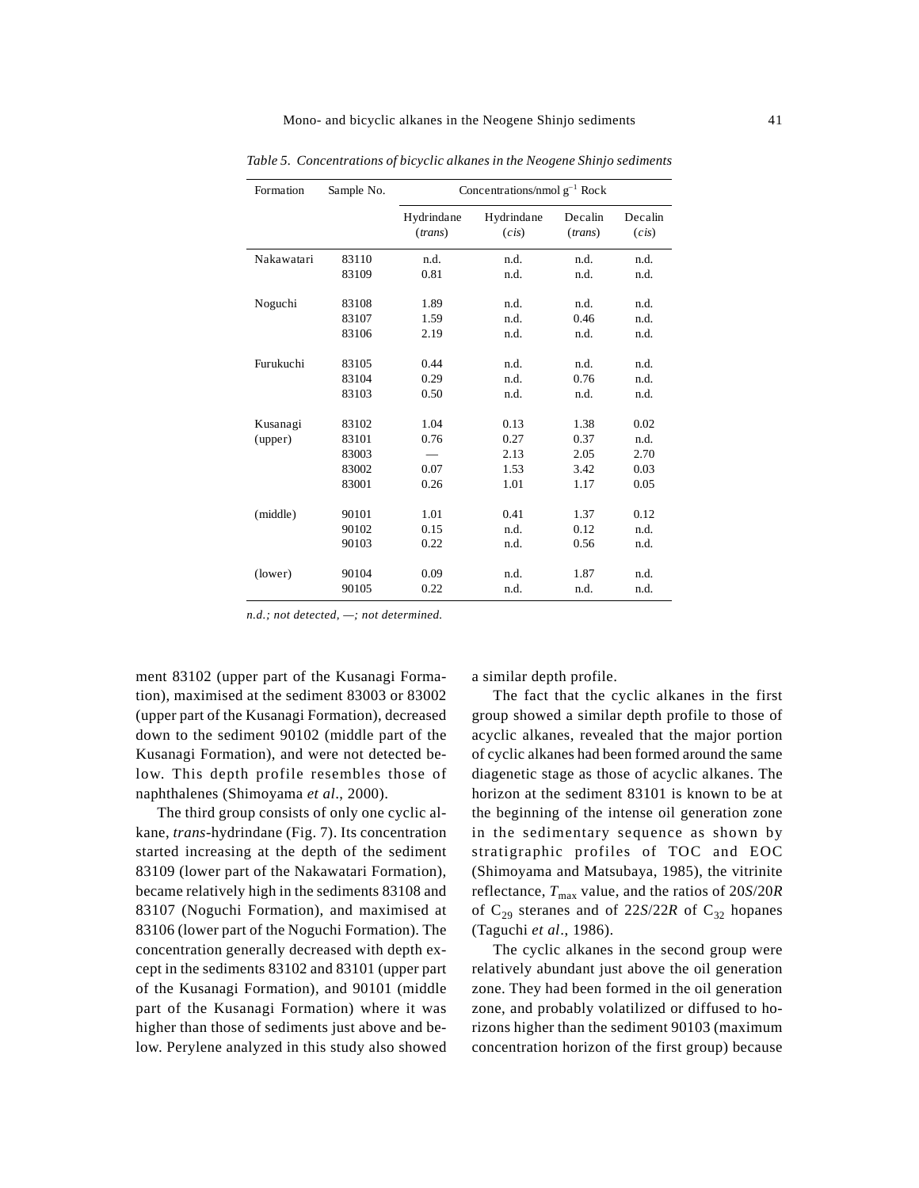*Table 5. Concentrations of bicyclic alkanes in the Neogene Shinjo sediments*

| Formation | Sample No. | Concentrations/nmol $g^{-1}$ Rock | | | |
|---|---|---|---|---|---|
| | | Hydrindane (*trans*) | Hydrindane (*cis*) | Decalin (*trans*) | Decalin (*cis*) |
| Nakawatari | 83110 | n.d. | n.d. | n.d. | n.d. |
| | 83109 | 0.81 | n.d. | n.d. | n.d. |
| Noguchi | 83108 | 1.89 | n.d. | n.d. | n.d. |
| | 83107 | 1.59 | n.d. | 0.46 | n.d. |
| | 83106 | 2.19 | n.d. | n.d. | n.d. |
| Furukuchi | 83105 | 0.44 | n.d. | n.d. | n.d. |
| | 83104 | 0.29 | n.d. | 0.76 | n.d. |
| | 83103 | 0.50 | n.d. | n.d. | n.d. |
| Kusanagi (upper) | 83102 | 1.04 | 0.13 | 1.38 | 0.02 |
| | 83101 | 0.76 | 0.27 | 0.37 | n.d. |
| | 83003 | — | 2.13 | 2.05 | 2.70 |
| | 83002 | 0.07 | 1.53 | 3.42 | 0.03 |
| | 83001 | 0.26 | 1.01 | 1.17 | 0.05 |
| (middle) | 90101 | 1.01 | 0.41 | 1.37 | 0.12 |
| | 90102 | 0.15 | n.d. | 0.12 | n.d. |
| | 90103 | 0.22 | n.d. | 0.56 | n.d. |
| (lower) | 90104 | 0.09 | n.d. | 1.87 | n.d. |
| | 90105 | 0.22 | n.d. | n.d. | n.d. |

*n.d.; not detected, —; not determined.*

ment 83102 (upper part of the Kusanagi Formation), maximised at the sediment 83003 or 83002 (upper part of the Kusanagi Formation), decreased down to the sediment 90102 (middle part of the Kusanagi Formation), and were not detected below. This depth profile resembles those of naphthalenes (Shimoyama *et al*., 2000).

The third group consists of only one cyclic alkane, *trans*-hydrindane (Fig. 7). Its concentration started increasing at the depth of the sediment 83109 (lower part of the Nakawatari Formation), became relatively high in the sediments 83108 and 83107 (Noguchi Formation), and maximised at 83106 (lower part of the Noguchi Formation). The concentration generally decreased with depth except in the sediments 83102 and 83101 (upper part of the Kusanagi Formation), and 90101 (middle part of the Kusanagi Formation) where it was higher than those of sediments just above and below. Perylene analyzed in this study also showed a similar depth profile.

The fact that the cyclic alkanes in the first group showed a similar depth profile to those of acyclic alkanes, revealed that the major portion of cyclic alkanes had been formed around the same diagenetic stage as those of acyclic alkanes. The horizon at the sediment 83101 is known to be at the beginning of the intense oil generation zone in the sedimentary sequence as shown by stratigraphic profiles of TOC and EOC (Shimoyama and Matsubaya, 1985), the vitrinite reflectance, $T_{max}$ value, and the ratios of 20*S*/20*R* of $C_{29}$ steranes and of 22*S*/22*R* of $C_{32}$ hopanes (Taguchi *et al*., 1986).

The cyclic alkanes in the second group were relatively abundant just above the oil generation zone. They had been formed in the oil generation zone, and probably volatilized or diffused to horizons higher than the sediment 90103 (maximum concentration horizon of the first group) because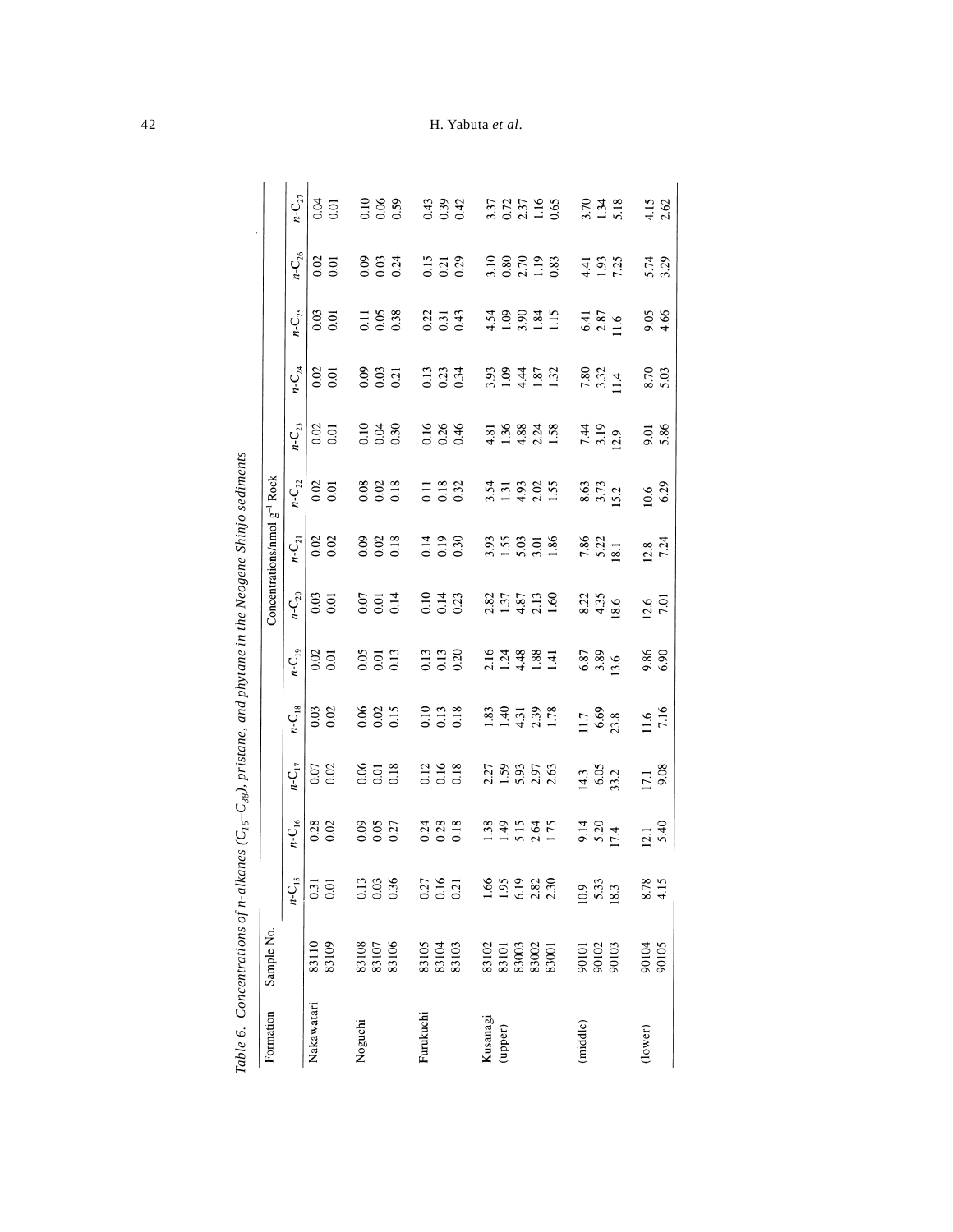Table 6. Concentrations of n-alkanes ($C_{15}$–$C_{38}$), pristane, and phytane in the Neogene Shinjo sediments

| Formation | Sample No. | Concentrations/nmol $g^{-1}$ Rock | | | | | | | | | | | | |
|---|---|---|---|---|---|---|---|---|---|---|---|---|---|---|
| | | $n$-$C_{15}$ | $n$-$C_{16}$ | $n$-$C_{17}$ | $n$-$C_{18}$ | $n$-$C_{19}$ | $n$-$C_{20}$ | $n$-$C_{21}$ | $n$-$C_{22}$ | $n$-$C_{23}$ | $n$-$C_{24}$ | $n$-$C_{25}$ | $n$-$C_{26}$ | $n$-$C_{27}$ |
| Nakawatari | 83110 | 0.31 | 0.28 | 0.07 | 0.03 | 0.02 | 0.03 | 0.02 | 0.02 | 0.02 | 0.02 | 0.03 | 0.02 | 0.04 |
| | 83109 | 0.01 | 0.02 | 0.02 | 0.02 | 0.01 | 0.01 | 0.02 | 0.01 | 0.01 | 0.01 | 0.01 | 0.01 | 0.01 |
| Noguchi | 83108 | 0.13 | 0.09 | 0.06 | 0.06 | 0.05 | 0.07 | 0.09 | 0.08 | 0.10 | 0.09 | 0.11 | 0.09 | 0.10 |
| | 83107 | 0.03 | 0.05 | 0.01 | 0.02 | 0.01 | 0.01 | 0.02 | 0.02 | 0.04 | 0.03 | 0.05 | 0.03 | 0.06 |
| | 83106 | 0.36 | 0.27 | 0.18 | 0.15 | 0.13 | 0.14 | 0.18 | 0.18 | 0.30 | 0.21 | 0.38 | 0.24 | 0.59 |
| Furukuchi | 83105 | 0.27 | 0.24 | 0.12 | 0.10 | 0.13 | 0.10 | 0.14 | 0.11 | 0.16 | 0.13 | 0.22 | 0.15 | 0.43 |
| | 83104 | 0.16 | 0.28 | 0.16 | 0.13 | 0.13 | 0.14 | 0.19 | 0.18 | 0.26 | 0.23 | 0.31 | 0.21 | 0.39 |
| | 83103 | 0.21 | 0.18 | 0.18 | 0.18 | 0.20 | 0.23 | 0.30 | 0.32 | 0.46 | 0.34 | 0.43 | 0.29 | 0.42 |
| Kusanagi (upper) | 83102 | 1.66 | 1.38 | 2.27 | 1.83 | 2.16 | 2.82 | 3.93 | 3.54 | 4.81 | 3.93 | 4.54 | 3.10 | 3.37 |
| | 83101 | 1.95 | 1.49 | 1.59 | 1.40 | 1.24 | 1.37 | 1.55 | 1.31 | 1.36 | 1.09 | 1.09 | 0.80 | 0.72 |
| | 83003 | 6.19 | 5.15 | 5.93 | 4.31 | 4.48 | 4.87 | 5.03 | 4.93 | 4.88 | 4.44 | 3.90 | 2.70 | 2.37 |
| | 83002 | 2.82 | 2.64 | 2.97 | 2.39 | 1.88 | 2.13 | 3.01 | 2.02 | 2.24 | 1.87 | 1.84 | 1.19 | 1.16 |
| | 83001 | 2.30 | 1.75 | 2.63 | 1.78 | 1.41 | 1.60 | 1.86 | 1.55 | 1.58 | 1.32 | 1.15 | 0.83 | 0.65 |
| (middle) | 90101 | 10.9 | 9.14 | 14.3 | 11.7 | 6.87 | 8.22 | 7.86 | 8.63 | 7.44 | 7.80 | 6.41 | 4.41 | 3.70 |
| | 90102 | 5.33 | 5.20 | 6.05 | 6.69 | 3.89 | 4.35 | 5.22 | 3.73 | 3.19 | 3.32 | 2.87 | 1.93 | 1.34 |
| | 90103 | 18.3 | 17.4 | 33.2 | 23.8 | 13.6 | 18.6 | 18.1 | 15.2 | 12.9 | 11.4 | 11.6 | 7.25 | 5.18 |
| (lower) | 90104 | 8.78 | 12.1 | 17.1 | 11.6 | 9.86 | 12.6 | 12.8 | 10.6 | 9.01 | 8.70 | 9.05 | 5.74 | 4.15 |
| | 90105 | 4.15 | 5.40 | 9.08 | 7.16 | 6.90 | 7.01 | 7.24 | 6.29 | 5.86 | 5.03 | 4.66 | 3.29 | 2.62 |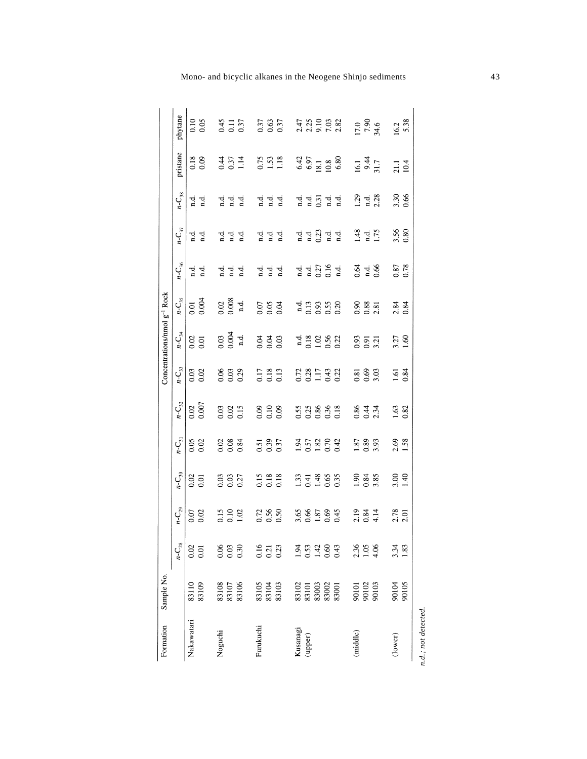| Formation | Sample No. | Concentrations/nmol g$^{-1}$ Rock | | | | | | | | | | | | |
|---|---|---|---|---|---|---|---|---|---|---|---|---|---|---|
| | | $n$-$C_{28}$ | $n$-$C_{29}$ | $n$-$C_{30}$ | $n$-$C_{31}$ | $n$-$C_{32}$ | $n$-$C_{33}$ | $n$-$C_{34}$ | $n$-$C_{35}$ | $n$-$C_{36}$ | $n$-$C_{37}$ | $n$-$C_{38}$ | pristane | phytane |
| Nakawatari | 83110 | 0.02 | 0.07 | 0.02 | 0.05 | 0.02 | 0.03 | 0.02 | 0.01 | n.d. | n.d. | n.d. | 0.18 | 0.10 |
| | 83109 | 0.01 | 0.02 | 0.01 | 0.02 | 0.007 | 0.02 | 0.01 | 0.004 | n.d. | n.d. | n.d. | 0.09 | 0.05 |
| Noguchi | 83108 | 0.06 | 0.15 | 0.03 | 0.02 | 0.03 | 0.06 | 0.03 | 0.02 | n.d. | n.d. | n.d. | 0.44 | 0.45 |
| | 83107 | 0.03 | 0.10 | 0.03 | 0.08 | 0.02 | 0.03 | 0.004 | 0.008 | n.d. | n.d. | n.d. | 0.37 | 0.11 |
| | 83106 | 0.30 | 1.02 | 0.27 | 0.84 | 0.15 | 0.29 | n.d. | n.d. | n.d. | n.d. | n.d. | 1.14 | 0.37 |
| Furukuchi | 83105 | 0.16 | 0.72 | 0.15 | 0.51 | 0.09 | 0.17 | 0.04 | 0.07 | n.d. | n.d. | n.d. | 0.75 | 0.37 |
| | 83104 | 0.21 | 0.56 | 0.18 | 0.39 | 0.10 | 0.18 | 0.04 | 0.05 | n.d. | n.d. | n.d. | 1.53 | 0.63 |
| | 83103 | 0.23 | 0.50 | 0.18 | 0.37 | 0.09 | 0.13 | 0.03 | 0.04 | n.d. | n.d. | n.d. | 1.18 | 0.37 |
| Kusanagi (upper) | 83102 | 1.94 | 3.65 | 1.33 | 1.94 | 0.55 | 0.72 | n.d. | n.d. | n.d. | n.d. | n.d. | 6.42 | 2.47 |
| | 83101 | 0.53 | 0.66 | 0.41 | 0.57 | 0.25 | 0.28 | 0.18 | 0.13 | n.d. | n.d. | n.d. | 6.97 | 2.25 |
| | 83003 | 1.42 | 1.87 | 1.48 | 1.82 | 0.86 | 1.17 | 1.02 | 0.93 | 0.27 | 0.23 | 0.31 | 18.1 | 9.10 |
| | 83002 | 0.60 | 0.69 | 0.65 | 0.70 | 0.36 | 0.43 | 0.56 | 0.55 | 0.16 | n.d. | n.d. | 10.8 | 7.03 |
| | 83001 | 0.43 | 0.45 | 0.35 | 0.42 | 0.18 | 0.22 | 0.22 | 0.20 | n.d. | n.d. | n.d. | 6.80 | 2.82 |
| (middle) | 90101 | 2.36 | 2.19 | 1.90 | 1.87 | 0.86 | 0.81 | 0.93 | 0.90 | 0.64 | 1.48 | 1.29 | 16.1 | 17.0 |
| | 90102 | 1.05 | 0.84 | 0.84 | 0.89 | 0.44 | 0.69 | 0.91 | 0.88 | n.d. | n.d. | n.d. | 9.44 | 7.90 |
| | 90103 | 4.06 | 4.14 | 3.85 | 3.93 | 2.34 | 3.03 | 3.21 | 2.81 | 0.66 | 1.75 | 2.28 | 31.7 | 34.6 |
| (lower) | 90104 | 3.34 | 2.78 | 3.00 | 2.69 | 1.63 | 1.61 | 3.27 | 2.84 | 0.87 | 3.56 | 3.30 | 21.1 | 16.2 |
| | 90105 | 1.83 | 2.01 | 1.40 | 1.58 | 0.82 | 0.84 | 1.60 | 0.84 | 0.78 | 0.80 | 0.66 | 10.4 | 5.38 |

*n.d.; not detected.*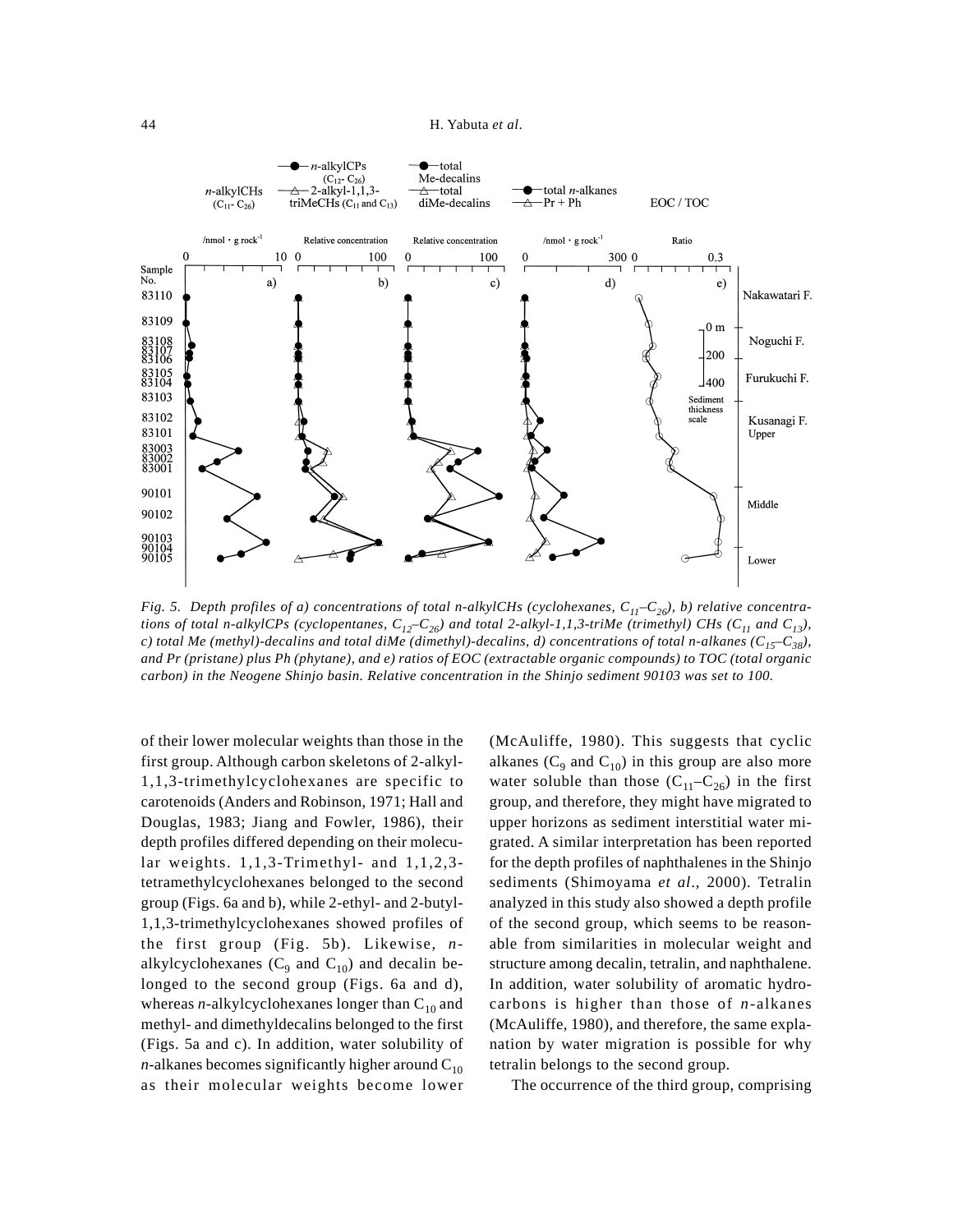*Fig. 5. Depth profiles of a) concentrations of total n-alkylCHs (cyclohexanes, $C_{11}$–$C_{26}$), b) relative concentrations of total n-alkylCPs (cyclopentanes, $C_{12}$–$C_{26}$) and total 2-alkyl-1,1,3-triMe (trimethyl) CHs ($C_{11}$ and $C_{13}$), c) total Me (methyl)-decalins and total diMe (dimethyl)-decalins, d) concentrations of total n-alkanes ($C_{15}$–$C_{38}$), and Pr (pristane) plus Ph (phytane), and e) ratios of EOC (extractable organic compounds) to TOC (total organic carbon) in the Neogene Shinjo basin. Relative concentration in the Shinjo sediment 90103 was set to 100.*

of their lower molecular weights than those in the first group. Although carbon skeletons of 2-alkyl-1,1,3-trimethylcyclohexanes are specific to carotenoids (Anders and Robinson, 1971; Hall and Douglas, 1983; Jiang and Fowler, 1986), their depth profiles differed depending on their molecular weights. 1,1,3-Trimethyl- and 1,1,2,3-tetramethylcyclohexanes belonged to the second group (Figs. 6a and b), while 2-ethyl- and 2-butyl-1,1,3-trimethylcyclohexanes showed profiles of the first group (Fig. 5b). Likewise, *n*-alkylcyclohexanes ($C_9$ and $C_{10}$) and decalin belonged to the second group (Figs. 6a and d), whereas *n*-alkylcyclohexanes longer than $C_{10}$ and methyl- and dimethyldecalins belonged to the first (Figs. 5a and c). In addition, water solubility of *n*-alkanes becomes significantly higher around $C_{10}$ as their molecular weights become lower (McAuliffe, 1980). This suggests that cyclic alkanes ($C_9$ and $C_{10}$) in this group are also more water soluble than those ($C_{11}$–$C_{26}$) in the first group, and therefore, they might have migrated to upper horizons as sediment interstitial water migrated. A similar interpretation has been reported for the depth profiles of naphthalenes in the Shinjo sediments (Shimoyama *et al*., 2000). Tetralin analyzed in this study also showed a depth profile of the second group, which seems to be reasonable from similarities in molecular weight and structure among decalin, tetralin, and naphthalene. In addition, water solubility of aromatic hydrocarbons is higher than those of *n*-alkanes (McAuliffe, 1980), and therefore, the same explanation by water migration is possible for why tetralin belongs to the second group.

The occurrence of the third group, comprising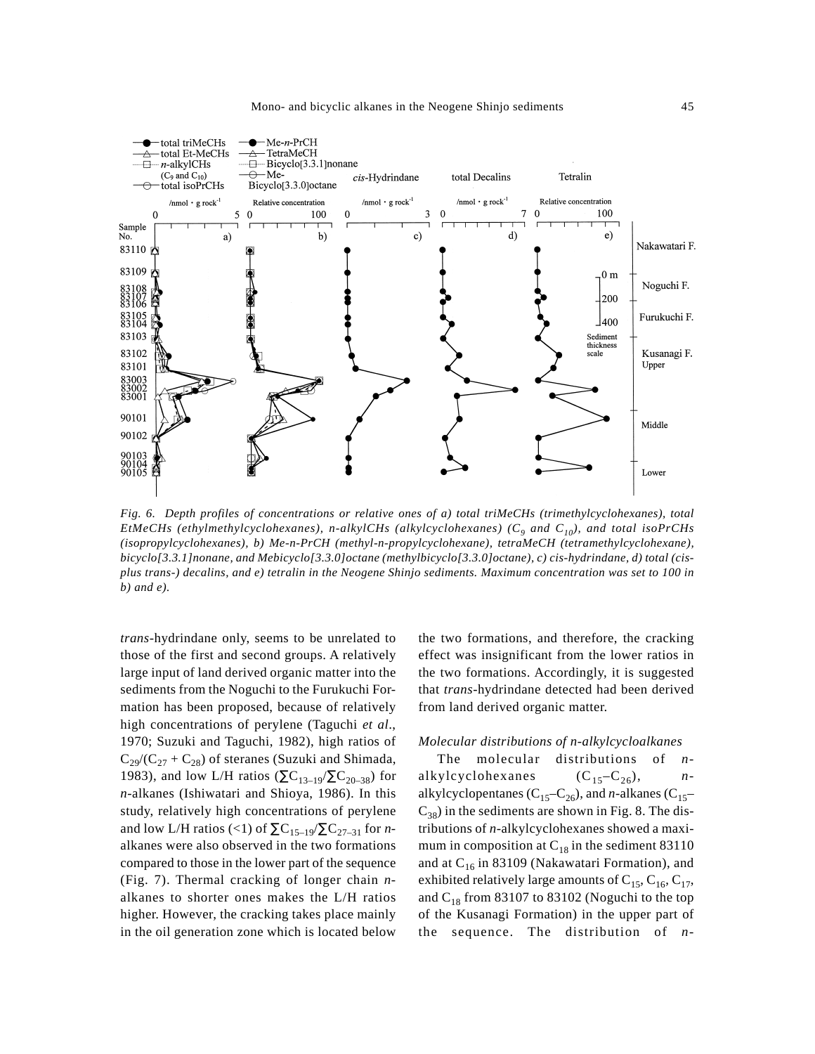*Fig. 6. Depth profiles of concentrations or relative ones of a) total triMeCHs (trimethylcyclohexanes), total EtMeCHs (ethylmethylcyclohexanes), n-alkylCHs (alkylcyclohexanes) ($C_9$ and $C_{10}$), and total isoPrCHs (isopropylcyclohexanes), b) Me-n-PrCH (methyl-n-propylcyclohexane), tetraMeCH (tetramethylcyclohexane), bicyclo[3.3.1]nonane, and Mebicyclo[3.3.0]octane (methylbicyclo[3.3.0]octane), c) cis-hydrindane, d) total (cis-plus trans-) decalins, and e) tetralin in the Neogene Shinjo sediments. Maximum concentration was set to 100 in b) and e).*

*trans*-hydrindane only, seems to be unrelated to those of the first and second groups. A relatively large input of land derived organic matter into the sediments from the Noguchi to the Furukuchi Formation has been proposed, because of relatively high concentrations of perylene (Taguchi *et al*., 1970; Suzuki and Taguchi, 1982), high ratios of $C_{29}/(C_{27} + C_{28})$ of steranes (Suzuki and Shimada, 1983), and low L/H ratios ($\sum C_{13-19}/\sum C_{20-38}$) for *n*-alkanes (Ishiwatari and Shioya, 1986). In this study, relatively high concentrations of perylene and low L/H ratios (<1) of $\sum C_{15-19}/\sum C_{27-31}$ for *n*-alkanes were also observed in the two formations compared to those in the lower part of the sequence (Fig. 7). Thermal cracking of longer chain *n*-alkanes to shorter ones makes the L/H ratios higher. However, the cracking takes place mainly in the oil generation zone which is located below the two formations, and therefore, the cracking effect was insignificant from the lower ratios in the two formations. Accordingly, it is suggested that *trans*-hydrindane detected had been derived from land derived organic matter.

### *Molecular distributions of n-alkylcycloalkanes*

The molecular distributions of *n*-alkylcyclohexanes ($C_{15}$–$C_{26}$), *n*-alkylcyclopentanes ($C_{15}$–$C_{26}$), and *n*-alkanes ($C_{15}$–$C_{38}$) in the sediments are shown in Fig. 8. The distributions of *n*-alkylcyclohexanes showed a maximum in composition at $C_{18}$ in the sediment 83110 and at $C_{16}$ in 83109 (Nakawatari Formation), and exhibited relatively large amounts of $C_{15}$, $C_{16}$, $C_{17}$, and $C_{18}$ from 83107 to 83102 (Noguchi to the top of the Kusanagi Formation) in the upper part of the sequence. The distribution of *n*-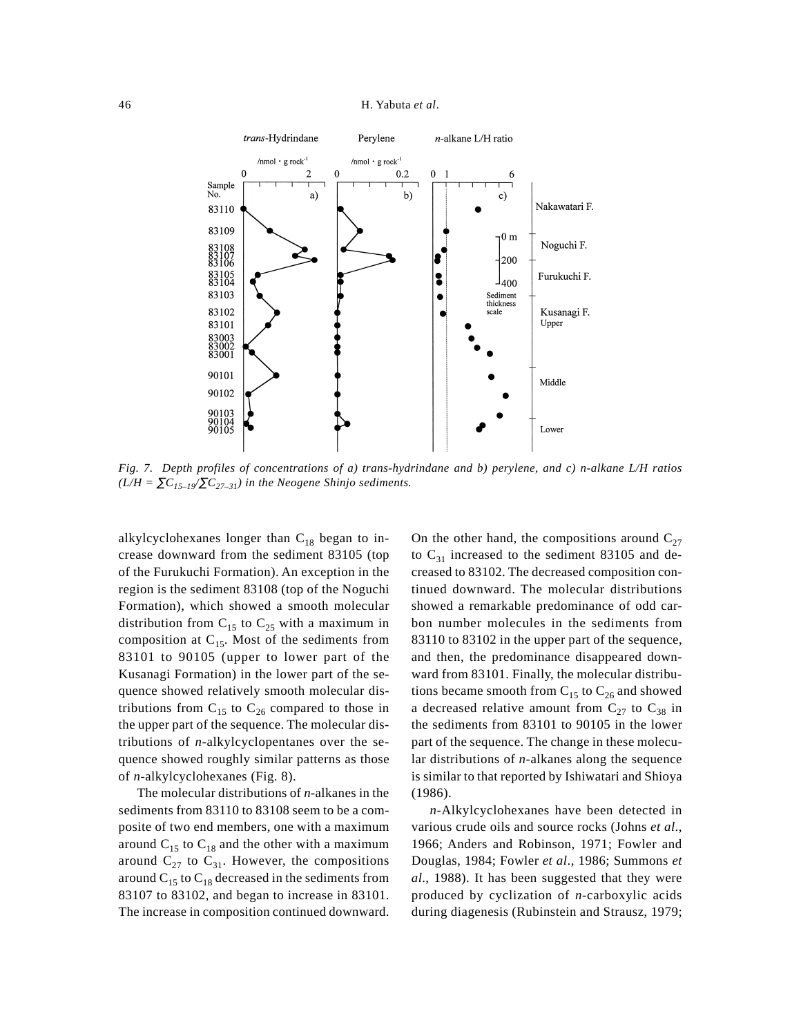*Fig. 7. Depth profiles of concentrations of a) trans-hydrindane and b) perylene, and c) n-alkane L/H ratios ($L/H = \sum C_{15-19}/\sum C_{27-31}$) in the Neogene Shinjo sediments.*

alkylcyclohexanes longer than $C_{18}$ began to increase downward from the sediment 83105 (top of the Furukuchi Formation). An exception in the region is the sediment 83108 (top of the Noguchi Formation), which showed a smooth molecular distribution from $C_{15}$ to $C_{25}$ with a maximum in composition at $C_{15}$. Most of the sediments from 83101 to 90105 (upper to lower part of the Kusanagi Formation) in the lower part of the sequence showed relatively smooth molecular distributions from $C_{15}$ to $C_{26}$ compared to those in the upper part of the sequence. The molecular distributions of *n*-alkylcyclopentanes over the sequence showed roughly similar patterns as those of *n*-alkylcyclohexanes (Fig. 8).

The molecular distributions of *n*-alkanes in the sediments from 83110 to 83108 seem to be a composite of two end members, one with a maximum around $C_{15}$ to $C_{18}$ and the other with a maximum around $C_{27}$ to $C_{31}$. However, the compositions around $C_{15}$ to $C_{18}$ decreased in the sediments from 83107 to 83102, and began to increase in 83101. The increase in composition continued downward. On the other hand, the compositions around $C_{27}$ to $C_{31}$ increased to the sediment 83105 and decreased to 83102. The decreased composition continued downward. The molecular distributions showed a remarkable predominance of odd carbon number molecules in the sediments from 83110 to 83102 in the upper part of the sequence, and then, the predominance disappeared downward from 83101. Finally, the molecular distributions became smooth from $C_{15}$ to $C_{26}$ and showed a decreased relative amount from $C_{27}$ to $C_{38}$ in the sediments from 83101 to 90105 in the lower part of the sequence. The change in these molecular distributions of *n*-alkanes along the sequence is similar to that reported by Ishiwatari and Shioya (1986).

*n*-Alkylcyclohexanes have been detected in various crude oils and source rocks (Johns *et al*., 1966; Anders and Robinson, 1971; Fowler and Douglas, 1984; Fowler *et al*., 1986; Summons *et al*., 1988). It has been suggested that they were produced by cyclization of *n*-carboxylic acids during diagenesis (Rubinstein and Strausz, 1979;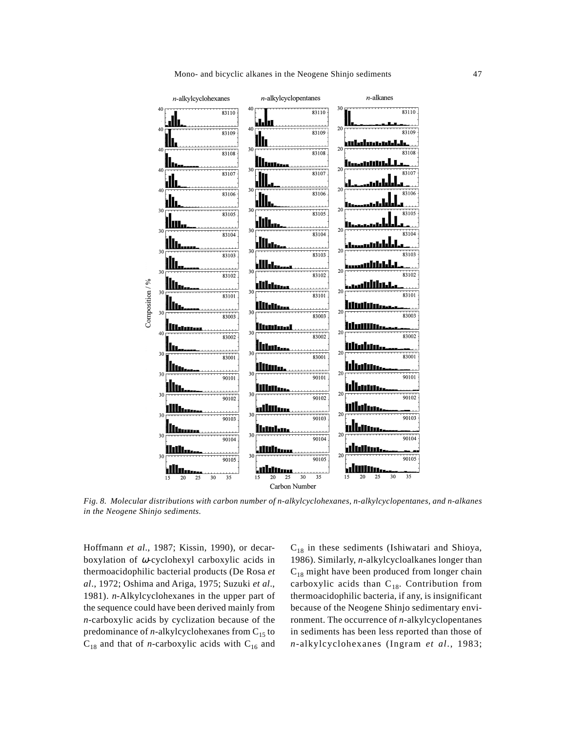*Fig. 8. Molecular distributions with carbon number of n-alkylcyclohexanes, n-alkylcyclopentanes, and n-alkanes in the Neogene Shinjo sediments.*

Hoffmann *et al.*, 1987; Kissin, 1990), or decarboxylation of ω-cyclohexyl carboxylic acids in thermoacidophilic bacterial products (De Rosa *et al*., 1972; Oshima and Ariga, 1975; Suzuki *et al*., 1981). *n*-Alkylcyclohexanes in the upper part of the sequence could have been derived mainly from *n*-carboxylic acids by cyclization because of the predominance of *n*-alkylcyclohexanes from $C_{15}$ to $C_{18}$ and that of *n*-carboxylic acids with $C_{16}$ and $C_{18}$ in these sediments (Ishiwatari and Shioya, 1986). Similarly, *n*-alkylcycloalkanes longer than $C_{18}$ might have been produced from longer chain carboxylic acids than $C_{18}$. Contribution from thermoacidophilic bacteria, if any, is insignificant because of the Neogene Shinjo sedimentary environment. The occurrence of *n*-alkylcyclopentanes in sediments has been less reported than those of *n*-alkylcyclohexanes (Ingram *et al*., 1983;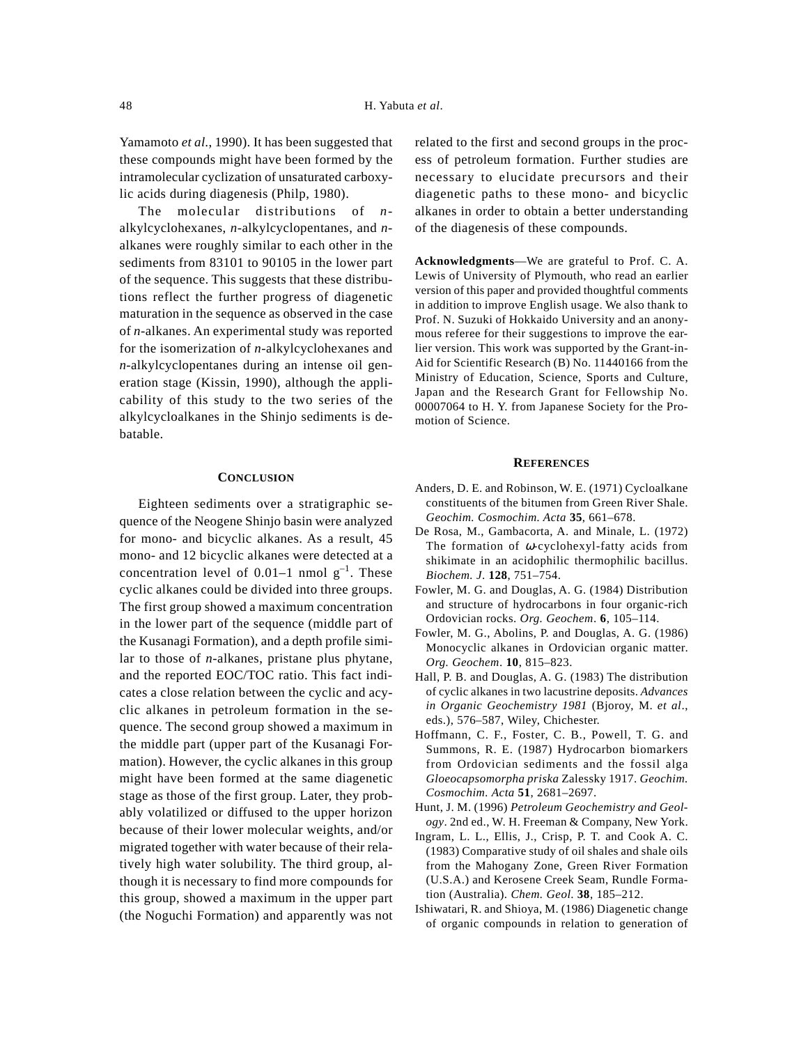Yamamoto *et al.*, 1990). It has been suggested that these compounds might have been formed by the intramolecular cyclization of unsaturated carboxylic acids during diagenesis (Philp, 1980).

The molecular distributions of *n*-alkylcyclohexanes, *n*-alkylcyclopentanes, and *n*-alkanes were roughly similar to each other in the sediments from 83101 to 90105 in the lower part of the sequence. This suggests that these distributions reflect the further progress of diagenetic maturation in the sequence as observed in the case of *n*-alkanes. An experimental study was reported for the isomerization of *n*-alkylcyclohexanes and *n*-alkylcyclopentanes during an intense oil generation stage (Kissin, 1990), although the applicability of this study to the two series of the alkylcycloalkanes in the Shinjo sediments is debatable.

## CONCLUSION

Eighteen sediments over a stratigraphic sequence of the Neogene Shinjo basin were analyzed for mono- and bicyclic alkanes. As a result, 45 mono- and 12 bicyclic alkanes were detected at a concentration level of 0.01–1 nmol $g^{-1}$. These cyclic alkanes could be divided into three groups. The first group showed a maximum concentration in the lower part of the sequence (middle part of the Kusanagi Formation), and a depth profile similar to those of *n*-alkanes, pristane plus phytane, and the reported EOC/TOC ratio. This fact indicates a close relation between the cyclic and acyclic alkanes in petroleum formation in the sequence. The second group showed a maximum in the middle part (upper part of the Kusanagi Formation). However, the cyclic alkanes in this group might have been formed at the same diagenetic stage as those of the first group. Later, they probably volatilized or diffused to the upper horizon because of their lower molecular weights, and/or migrated together with water because of their relatively high water solubility. The third group, although it is necessary to find more compounds for this group, showed a maximum in the upper part (the Noguchi Formation) and apparently was not related to the first and second groups in the process of petroleum formation. Further studies are necessary to elucidate precursors and their diagenetic paths to these mono- and bicyclic alkanes in order to obtain a better understanding of the diagenesis of these compounds.

**Acknowledgments**—We are grateful to Prof. C. A. Lewis of University of Plymouth, who read an earlier version of this paper and provided thoughtful comments in addition to improve English usage. We also thank to Prof. N. Suzuki of Hokkaido University and an anonymous referee for their suggestions to improve the earlier version. This work was supported by the Grant-in-Aid for Scientific Research (B) No. 11440166 from the Ministry of Education, Science, Sports and Culture, Japan and the Research Grant for Fellowship No. 00007064 to H. Y. from Japanese Society for the Promotion of Science.

## REFERENCES

Anders, D. E. and Robinson, W. E. (1971) Cycloalkane constituents of the bitumen from Green River Shale. *Geochim. Cosmochim. Acta* **35**, 661–678.

De Rosa, M., Gambacorta, A. and Minale, L. (1972) The formation of $\omega$-cyclohexyl-fatty acids from shikimate in an acidophilic thermophilic bacillus. *Biochem. J.* **128**, 751–754.

Fowler, M. G. and Douglas, A. G. (1984) Distribution and structure of hydrocarbons in four organic-rich Ordovician rocks. *Org. Geochem.* **6**, 105–114.

Fowler, M. G., Abolins, P. and Douglas, A. G. (1986) Monocyclic alkanes in Ordovician organic matter. *Org. Geochem.* **10**, 815–823.

Hall, P. B. and Douglas, A. G. (1983) The distribution of cyclic alkanes in two lacustrine deposits. *Advances in Organic Geochemistry 1981* (Bjoroy, M. *et al*., eds.), 576–587, Wiley, Chichester.

Hoffmann, C. F., Foster, C. B., Powell, T. G. and Summons, R. E. (1987) Hydrocarbon biomarkers from Ordovician sediments and the fossil alga *Gloeocapsomorpha priska* Zalessky 1917. *Geochim. Cosmochim. Acta* **51**, 2681–2697.

Hunt, J. M. (1996) *Petroleum Geochemistry and Geology*. 2nd ed., W. H. Freeman & Company, New York.

Ingram, L. L., Ellis, J., Crisp, P. T. and Cook A. C. (1983) Comparative study of oil shales and shale oils from the Mahogany Zone, Green River Formation (U.S.A.) and Kerosene Creek Seam, Rundle Formation (Australia). *Chem. Geol.* **38**, 185–212.

Ishiwatari, R. and Shioya, M. (1986) Diagenetic change of organic compounds in relation to generation of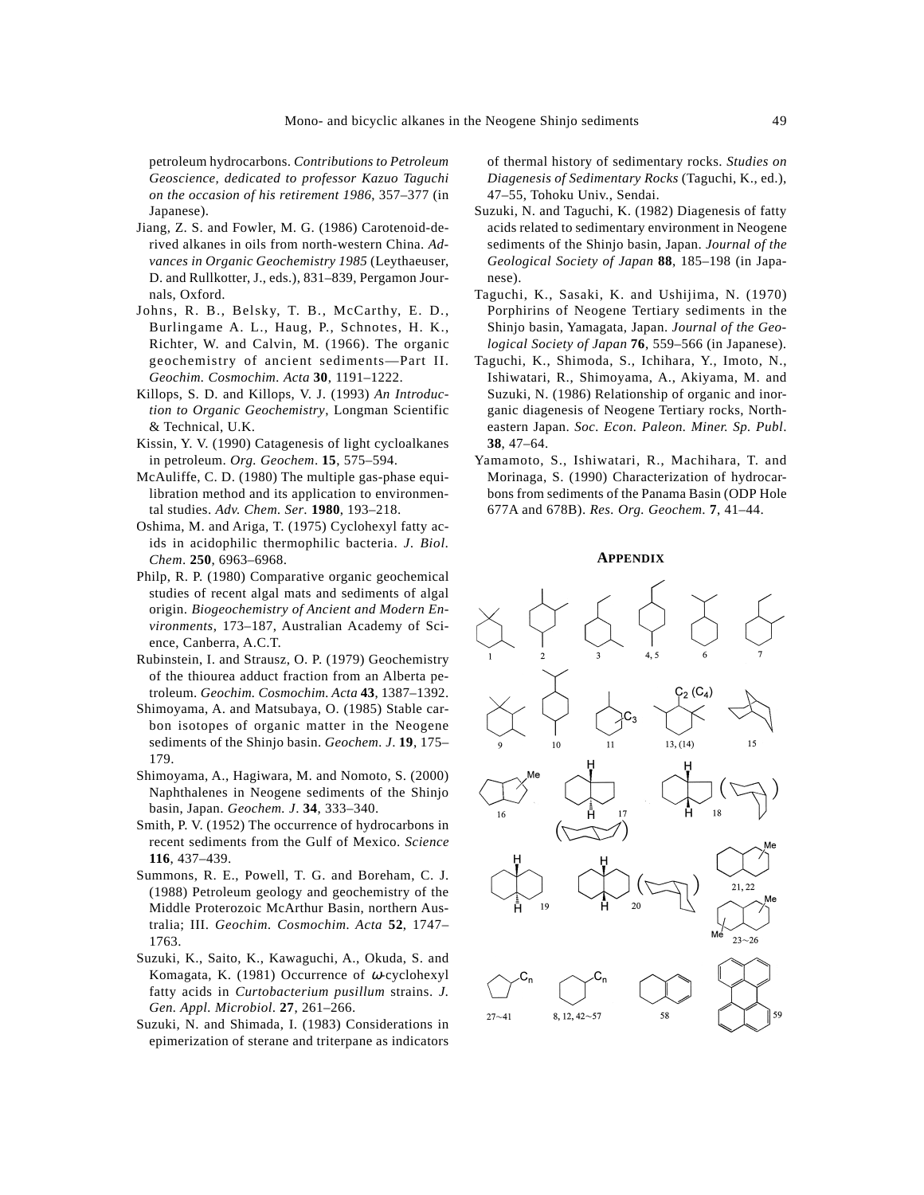petroleum hydrocarbons. *Contributions to Petroleum Geoscience, dedicated to professor Kazuo Taguchi on the occasion of his retirement 1986*, 357–377 (in Japanese).

Jiang, Z. S. and Fowler, M. G. (1986) Carotenoid-derived alkanes in oils from north-western China. *Advances in Organic Geochemistry 1985* (Leythaeuser, D. and Rullkotter, J., eds.), 831–839, Pergamon Journals, Oxford.

Johns, R. B., Belsky, T. B., McCarthy, E. D., Burlingame A. L., Haug, P., Schnotes, H. K., Richter, W. and Calvin, M. (1966). The organic geochemistry of ancient sediments—Part II. *Geochim. Cosmochim. Acta* **30**, 1191–1222.

Killops, S. D. and Killops, V. J. (1993) *An Introduction to Organic Geochemistry*, Longman Scientific & Technical, U.K.

Kissin, Y. V. (1990) Catagenesis of light cycloalkanes in petroleum. *Org. Geochem.* **15**, 575–594.

McAuliffe, C. D. (1980) The multiple gas-phase equilibration method and its application to environmental studies. *Adv. Chem. Ser.* **1980**, 193–218.

Oshima, M. and Ariga, T. (1975) Cyclohexyl fatty acids in acidophilic thermophilic bacteria. *J. Biol. Chem.* **250**, 6963–6968.

Philp, R. P. (1980) Comparative organic geochemical studies of recent algal mats and sediments of algal origin. *Biogeochemistry of Ancient and Modern Environments*, 173–187, Australian Academy of Science, Canberra, A.C.T.

Rubinstein, I. and Strausz, O. P. (1979) Geochemistry of the thiourea adduct fraction from an Alberta petroleum. *Geochim. Cosmochim. Acta* **43**, 1387–1392.

Shimoyama, A. and Matsubaya, O. (1985) Stable carbon isotopes of organic matter in the Neogene sediments of the Shinjo basin. *Geochem. J.* **19**, 175–179.

Shimoyama, A., Hagiwara, M. and Nomoto, S. (2000) Naphthalenes in Neogene sediments of the Shinjo basin, Japan. *Geochem. J.* **34**, 333–340.

Smith, P. V. (1952) The occurrence of hydrocarbons in recent sediments from the Gulf of Mexico. *Science* **116**, 437–439.

Summons, R. E., Powell, T. G. and Boreham, C. J. (1988) Petroleum geology and geochemistry of the Middle Proterozoic McArthur Basin, northern Australia; III. *Geochim. Cosmochim. Acta* **52**, 1747–1763.

Suzuki, K., Saito, K., Kawaguchi, A., Okuda, S. and Komagata, K. (1981) Occurrence of $\omega$-cyclohexyl fatty acids in *Curtobacterium pusillum* strains. *J. Gen. Appl. Microbiol.* **27**, 261–266.

Suzuki, N. and Shimada, I. (1983) Considerations in epimerization of sterane and triterpane as indicators of thermal history of sedimentary rocks. *Studies on Diagenesis of Sedimentary Rocks* (Taguchi, K., ed.), 47–55, Tohoku Univ., Sendai.

Suzuki, N. and Taguchi, K. (1982) Diagenesis of fatty acids related to sedimentary environment in Neogene sediments of the Shinjo basin, Japan. *Journal of the Geological Society of Japan* **88**, 185–198 (in Japanese).

Taguchi, K., Sasaki, K. and Ushijima, N. (1970) Porphirins of Neogene Tertiary sediments in the Shinjo basin, Yamagata, Japan. *Journal of the Geological Society of Japan* **76**, 559–566 (in Japanese).

Taguchi, K., Shimoda, S., Ichihara, Y., Imoto, N., Ishiwatari, R., Shimoyama, A., Akiyama, M. and Suzuki, N. (1986) Relationship of organic and inorganic diagenesis of Neogene Tertiary rocks, Northeastern Japan. *Soc. Econ. Paleon. Miner. Sp. Publ.* **38**, 47–64.

Yamamoto, S., Ishiwatari, R., Machihara, T. and Morinaga, S. (1990) Characterization of hydrocarbons from sediments of the Panama Basin (ODP Hole 677A and 678B). *Res. Org. Geochem.* **7**, 41–44.

## APPENDIX

1
2
3
4, 5
6
7
9
10
11
$C_3$
13, (14)
$C_2$ ($C_4$)
15
16
Me
17
H
H
18
H
H
19
H
H
20
H
H
21, 22
Me
23~26
Me
Me
27~41
$C_n$
8, 12, 42~57
$C_n$
58
59